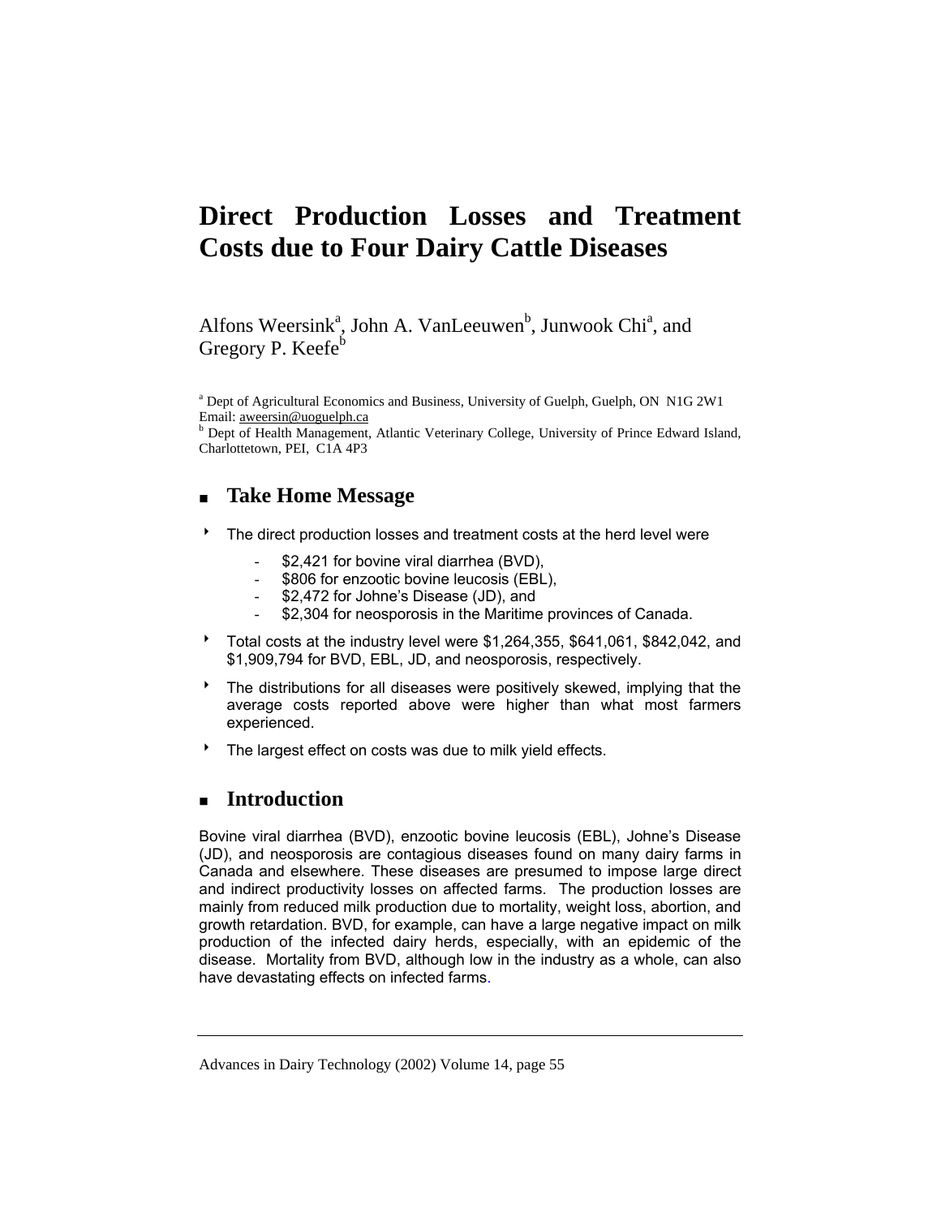# Direct Production Losses and Treatment Costs due to Four Dairy Cattle Diseases

Alfons Weersink[a], John A. VanLeeuwen[b], Junwook Chi[a], and Gregory P. Keefe[b]

[a] Dept of Agricultural Economics and Business, University of Guelph, Guelph, ON N1G 2W1
Email: aweersin@uoguelph.ca
[b] Dept of Health Management, Atlantic Veterinary College, University of Prince Edward Island, Charlottetown, PEI, C1A 4P3

## Take Home Message

- The direct production losses and treatment costs at the herd level were
  - $2,421 for bovine viral diarrhea (BVD),
  - $806 for enzootic bovine leucosis (EBL),
  - $2,472 for Johne's Disease (JD), and
  - $2,304 for neosporosis in the Maritime provinces of Canada.
- Total costs at the industry level were $1,264,355, $641,061, $842,042, and $1,909,794 for BVD, EBL, JD, and neosporosis, respectively.
- The distributions for all diseases were positively skewed, implying that the average costs reported above were higher than what most farmers experienced.
- The largest effect on costs was due to milk yield effects.

## Introduction

Bovine viral diarrhea (BVD), enzootic bovine leucosis (EBL), Johne's Disease (JD), and neosporosis are contagious diseases found on many dairy farms in Canada and elsewhere. These diseases are presumed to impose large direct and indirect productivity losses on affected farms. The production losses are mainly from reduced milk production due to mortality, weight loss, abortion, and growth retardation. BVD, for example, can have a large negative impact on milk production of the infected dairy herds, especially, with an epidemic of the disease. Mortality from BVD, although low in the industry as a whole, can also have devastating effects on infected farms.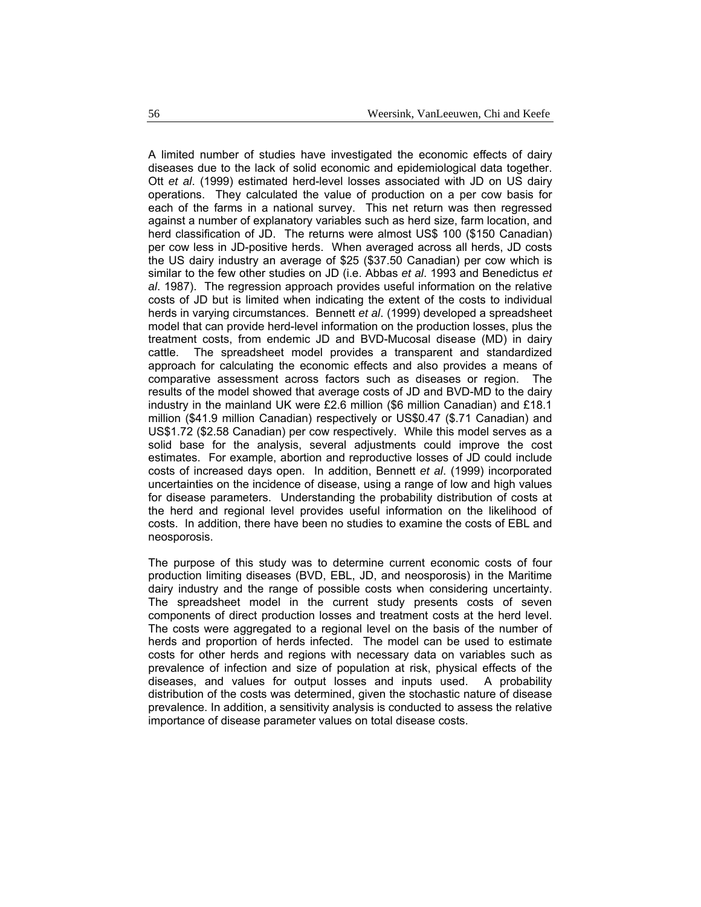A limited number of studies have investigated the economic effects of dairy diseases due to the lack of solid economic and epidemiological data together. Ott *et al*. (1999) estimated herd-level losses associated with JD on US dairy operations. They calculated the value of production on a per cow basis for each of the farms in a national survey. This net return was then regressed against a number of explanatory variables such as herd size, farm location, and herd classification of JD. The returns were almost US$ 100 ($150 Canadian) per cow less in JD-positive herds. When averaged across all herds, JD costs the US dairy industry an average of $25 ($37.50 Canadian) per cow which is similar to the few other studies on JD (i.e. Abbas *et al*. 1993 and Benedictus *et al*. 1987). The regression approach provides useful information on the relative costs of JD but is limited when indicating the extent of the costs to individual herds in varying circumstances. Bennett *et al*. (1999) developed a spreadsheet model that can provide herd-level information on the production losses, plus the treatment costs, from endemic JD and BVD-Mucosal disease (MD) in dairy cattle. The spreadsheet model provides a transparent and standardized approach for calculating the economic effects and also provides a means of comparative assessment across factors such as diseases or region. The results of the model showed that average costs of JD and BVD-MD to the dairy industry in the mainland UK were £2.6 million ($6 million Canadian) and £18.1 million ($41.9 million Canadian) respectively or US$0.47 ($.71 Canadian) and US$1.72 ($2.58 Canadian) per cow respectively. While this model serves as a solid base for the analysis, several adjustments could improve the cost estimates. For example, abortion and reproductive losses of JD could include costs of increased days open. In addition, Bennett *et al*. (1999) incorporated uncertainties on the incidence of disease, using a range of low and high values for disease parameters. Understanding the probability distribution of costs at the herd and regional level provides useful information on the likelihood of costs. In addition, there have been no studies to examine the costs of EBL and neosporosis.

The purpose of this study was to determine current economic costs of four production limiting diseases (BVD, EBL, JD, and neosporosis) in the Maritime dairy industry and the range of possible costs when considering uncertainty. The spreadsheet model in the current study presents costs of seven components of direct production losses and treatment costs at the herd level. The costs were aggregated to a regional level on the basis of the number of herds and proportion of herds infected. The model can be used to estimate costs for other herds and regions with necessary data on variables such as prevalence of infection and size of population at risk, physical effects of the diseases, and values for output losses and inputs used. A probability distribution of the costs was determined, given the stochastic nature of disease prevalence. In addition, a sensitivity analysis is conducted to assess the relative importance of disease parameter values on total disease costs.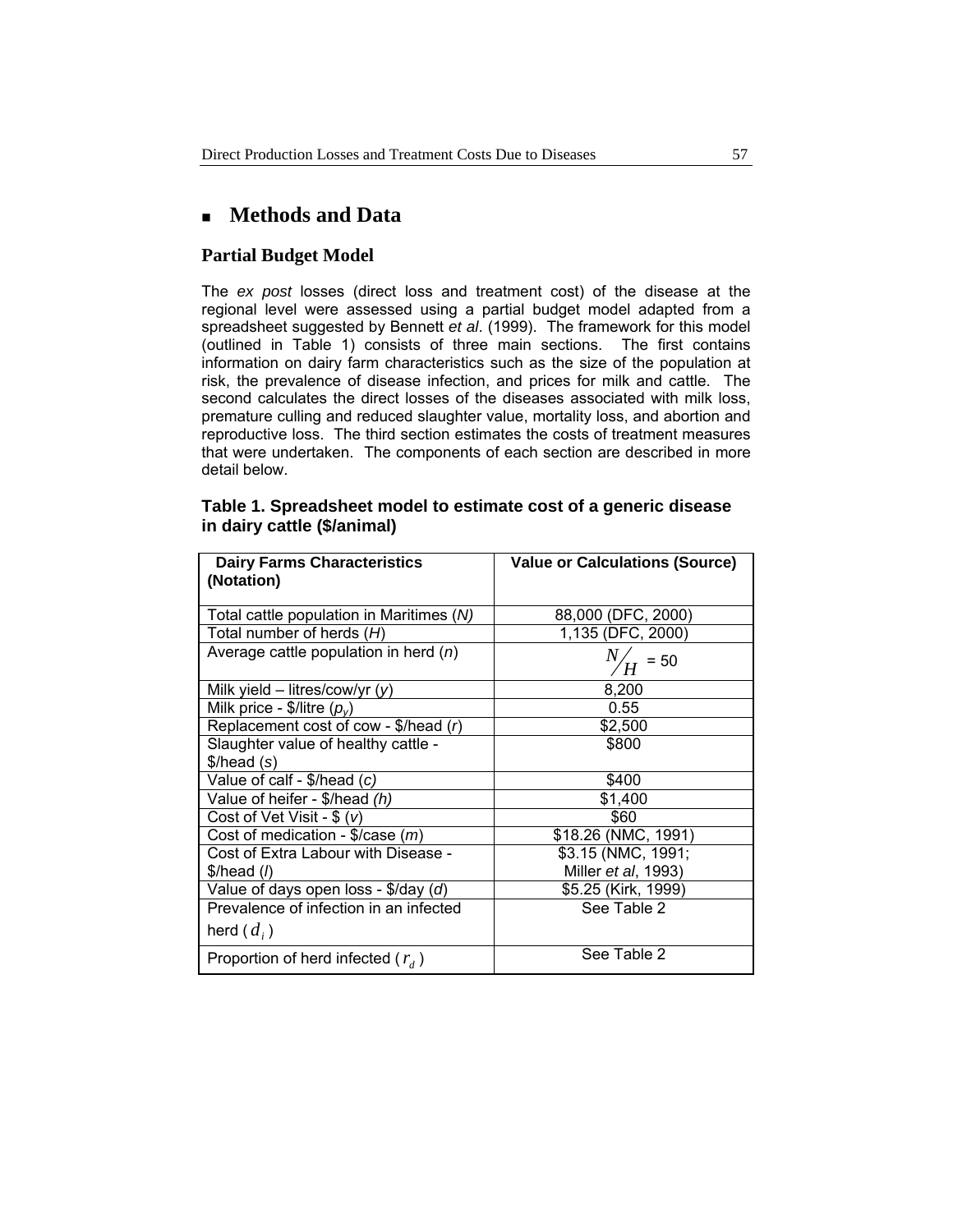## Methods and Data

### Partial Budget Model

The *ex post* losses (direct loss and treatment cost) of the disease at the regional level were assessed using a partial budget model adapted from a spreadsheet suggested by Bennett *et al*. (1999). The framework for this model (outlined in Table 1) consists of three main sections. The first contains information on dairy farm characteristics such as the size of the population at risk, the prevalence of disease infection, and prices for milk and cattle. The second calculates the direct losses of the diseases associated with milk loss, premature culling and reduced slaughter value, mortality loss, and abortion and reproductive loss. The third section estimates the costs of treatment measures that were undertaken. The components of each section are described in more detail below.

**Table 1. Spreadsheet model to estimate cost of a generic disease in dairy cattle ($/animal)**

| Dairy Farms Characteristics (Notation) | Value or Calculations (Source) |
|---|---|
| Total cattle population in Maritimes (*N*) | 88,000 (DFC, 2000) |
| Total number of herds (*H*) | 1,135 (DFC, 2000) |
| Average cattle population in herd (*n*) | $N/H$ = 50 |
| Milk yield – litres/cow/yr (*y*) | 8,200 |
| Milk price - $/litre ($p_y$) | 0.55 |
| Replacement cost of cow - $/head (*r*) | $2,500 |
| Slaughter value of healthy cattle - $/head (*s*) | $800 |
| Value of calf - $/head (*c*) | $400 |
| Value of heifer - $/head *(h)* | $1,400 |
| Cost of Vet Visit - $ (*v*) | $60 |
| Cost of medication - $/case (*m*) | $18.26 (NMC, 1991) |
| Cost of Extra Labour with Disease - $/head (*l*) | $3.15 (NMC, 1991; Miller *et al*, 1993) |
| Value of days open loss - $/day (*d*) | $5.25 (Kirk, 1999) |
| Prevalence of infection in an infected herd ($d_i$) | See Table 2 |
| Proportion of herd infected ($r_d$) | See Table 2 |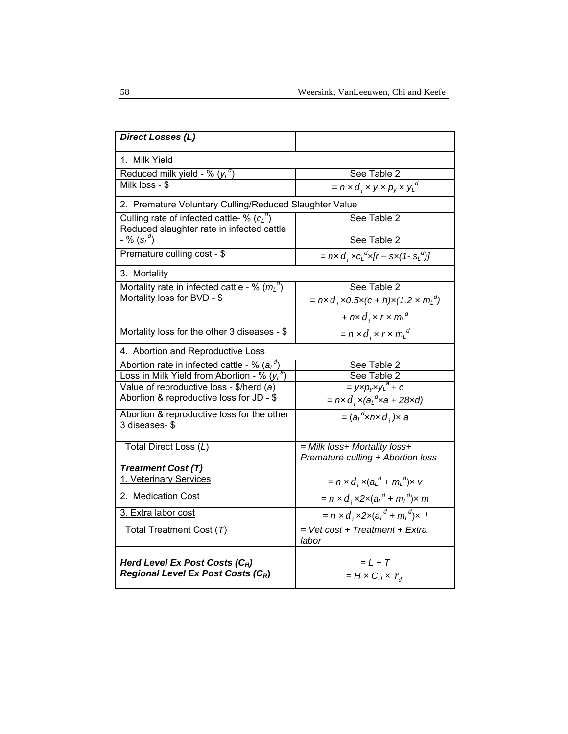| ***Direct Losses (L)*** | |
|---|---|
| 1. Milk Yield | |
| Reduced milk yield - % ($y_L^d$) | See Table 2 |
| Milk loss - $ | $= n \times d_i \times y \times p_y \times y_L^d$ |
| 2. Premature Voluntary Culling/Reduced Slaughter Value | |
| Culling rate of infected cattle- % ($c_L^d$) | See Table 2 |
| Reduced slaughter rate in infected cattle - % ($s_L^d$) | See Table 2 |
| Premature culling cost - $ | $= n\times d_i \times c_L^d \times [r - s\times(1- s_L^d)]$ |
| 3. Mortality | |
| Mortality rate in infected cattle - % ($m_L^d$) | See Table 2 |
| Mortality loss for BVD - $ | $= n\times d_i \times 0.5\times(c + h)\times(1.2 \times m_L^d)$ $+ n\times d_i \times r \times m_L^d$ |
| Mortality loss for the other 3 diseases - $ | $= n \times d_i \times r \times m_L^d$ |
| 4. Abortion and Reproductive Loss | |
| Abortion rate in infected cattle - % ($a_L^d$) | See Table 2 |
| Loss in Milk Yield from Abortion - % ($y_L^a$) | See Table 2 |
| Value of reproductive loss - $/herd (*a*) | $= y\times p_y \times y_L^a + c$ |
| Abortion & reproductive loss for JD - $ | $= n\times d_i \times(a_L^d \times a + 28\times d)$ |
| Abortion & reproductive loss for the other 3 diseases- $ | $= (a_L^d \times n\times d_i)\times a$ |
| Total Direct Loss (*L*) | *= Milk loss+ Mortality loss+ Premature culling + Abortion loss* |
| ***Treatment Cost (T)*** | |
| 1. Veterinary Services | $= n \times d_i \times(a_L^d + m_L^d)\times v$ |
| 2. Medication Cost | $= n \times d_i \times 2\times(a_L^d + m_L^d)\times m$ |
| 3. Extra labor cost | $= n \times d_i \times 2\times(a_L^d + m_L^d)\times l$ |
| Total Treatment Cost (*T*) | *= Vet cost + Treatment + Extra labor* |
| | |
| ***Herd Level Ex Post Costs ($C_H$)*** | $= L + T$ |
| ***Regional Level Ex Post Costs ($C_R$)*** | $= H \times C_H \times r_d$ |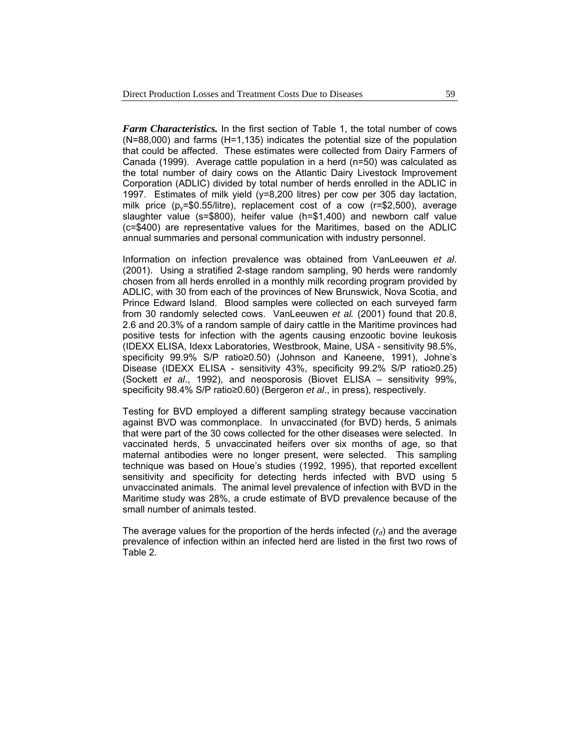***Farm Characteristics.*** In the first section of Table 1, the total number of cows (N=88,000) and farms (H=1,135) indicates the potential size of the population that could be affected. These estimates were collected from Dairy Farmers of Canada (1999). Average cattle population in a herd (n=50) was calculated as the total number of dairy cows on the Atlantic Dairy Livestock Improvement Corporation (ADLIC) divided by total number of herds enrolled in the ADLIC in 1997. Estimates of milk yield (y=8,200 litres) per cow per 305 day lactation, milk price ($p_y$=$0.55/litre), replacement cost of a cow (r=$2,500), average slaughter value (s=$800), heifer value (h=$1,400) and newborn calf value (c=$400) are representative values for the Maritimes, based on the ADLIC annual summaries and personal communication with industry personnel.

Information on infection prevalence was obtained from VanLeeuwen *et al*. (2001). Using a stratified 2-stage random sampling, 90 herds were randomly chosen from all herds enrolled in a monthly milk recording program provided by ADLIC, with 30 from each of the provinces of New Brunswick, Nova Scotia, and Prince Edward Island. Blood samples were collected on each surveyed farm from 30 randomly selected cows. VanLeeuwen *et al.* (2001) found that 20.8, 2.6 and 20.3% of a random sample of dairy cattle in the Maritime provinces had positive tests for infection with the agents causing enzootic bovine leukosis (IDEXX ELISA, Idexx Laboratories, Westbrook, Maine, USA - sensitivity 98.5%, specificity 99.9% S/P ratio≥0.50) (Johnson and Kaneene, 1991), Johne's Disease (IDEXX ELISA - sensitivity 43%, specificity 99.2% S/P ratio≥0.25) (Sockett *et al*., 1992), and neosporosis (Biovet ELISA – sensitivity 99%, specificity 98.4% S/P ratio≥0.60) (Bergeron *et al*., in press), respectively.

Testing for BVD employed a different sampling strategy because vaccination against BVD was commonplace. In unvaccinated (for BVD) herds, 5 animals that were part of the 30 cows collected for the other diseases were selected. In vaccinated herds, 5 unvaccinated heifers over six months of age, so that maternal antibodies were no longer present, were selected. This sampling technique was based on Houe's studies (1992, 1995), that reported excellent sensitivity and specificity for detecting herds infected with BVD using 5 unvaccinated animals. The animal level prevalence of infection with BVD in the Maritime study was 28%, a crude estimate of BVD prevalence because of the small number of animals tested.

The average values for the proportion of the herds infected ($r_d$) and the average prevalence of infection within an infected herd are listed in the first two rows of Table 2.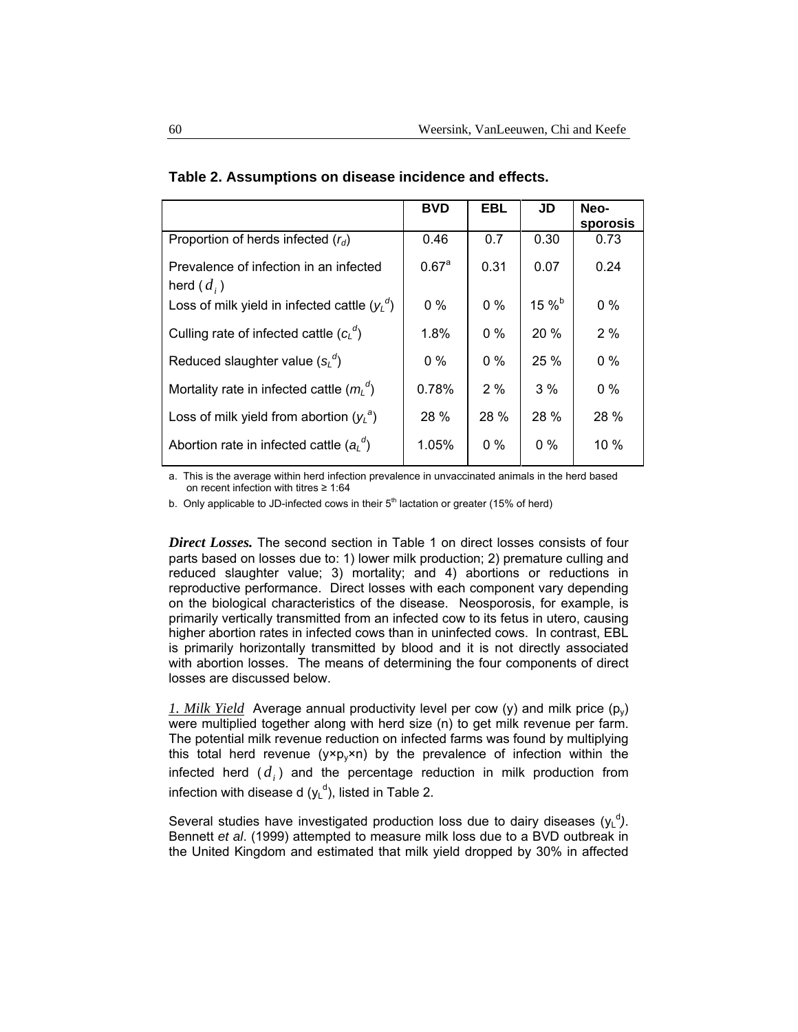**Table 2. Assumptions on disease incidence and effects.**

| | BVD | EBL | JD | Neo-sporosis |
|---|---|---|---|---|
| Proportion of herds infected ($r_d$) | 0.46 | 0.7 | 0.30 | 0.73 |
| Prevalence of infection in an infected herd ($d_i$) | 0.67[a] | 0.31 | 0.07 | 0.24 |
| Loss of milk yield in infected cattle ($y_L{}^d$) | 0 % | 0 % | 15 %[b] | 0 % |
| Culling rate of infected cattle ($c_L{}^d$) | 1.8% | 0 % | 20 % | 2 % |
| Reduced slaughter value ($s_L{}^d$) | 0 % | 0 % | 25 % | 0 % |
| Mortality rate in infected cattle ($m_L{}^d$) | 0.78% | 2 % | 3 % | 0 % |
| Loss of milk yield from abortion ($y_L{}^a$) | 28 % | 28 % | 28 % | 28 % |
| Abortion rate in infected cattle ($a_L{}^d$) | 1.05% | 0 % | 0 % | 10 % |

a. This is the average within herd infection prevalence in unvaccinated animals in the herd based on recent infection with titres ≥ 1:64

b. Only applicable to JD-infected cows in their 5th lactation or greater (15% of herd)

***Direct Losses.*** The second section in Table 1 on direct losses consists of four parts based on losses due to: 1) lower milk production; 2) premature culling and reduced slaughter value; 3) mortality; and 4) abortions or reductions in reproductive performance. Direct losses with each component vary depending on the biological characteristics of the disease. Neosporosis, for example, is primarily vertically transmitted from an infected cow to its fetus in utero, causing higher abortion rates in infected cows than in uninfected cows. In contrast, EBL is primarily horizontally transmitted by blood and it is not directly associated with abortion losses. The means of determining the four components of direct losses are discussed below.

*1. Milk Yield* Average annual productivity level per cow (y) and milk price ($p_y$) were multiplied together along with herd size (n) to get milk revenue per farm. The potential milk revenue reduction on infected farms was found by multiplying this total herd revenue ($y \times p_y \times n$) by the prevalence of infection within the infected herd ($d_i$) and the percentage reduction in milk production from infection with disease d ($y_L{}^d$), listed in Table 2.

Several studies have investigated production loss due to dairy diseases ($y_L{}^d$). Bennett *et al*. (1999) attempted to measure milk loss due to a BVD outbreak in the United Kingdom and estimated that milk yield dropped by 30% in affected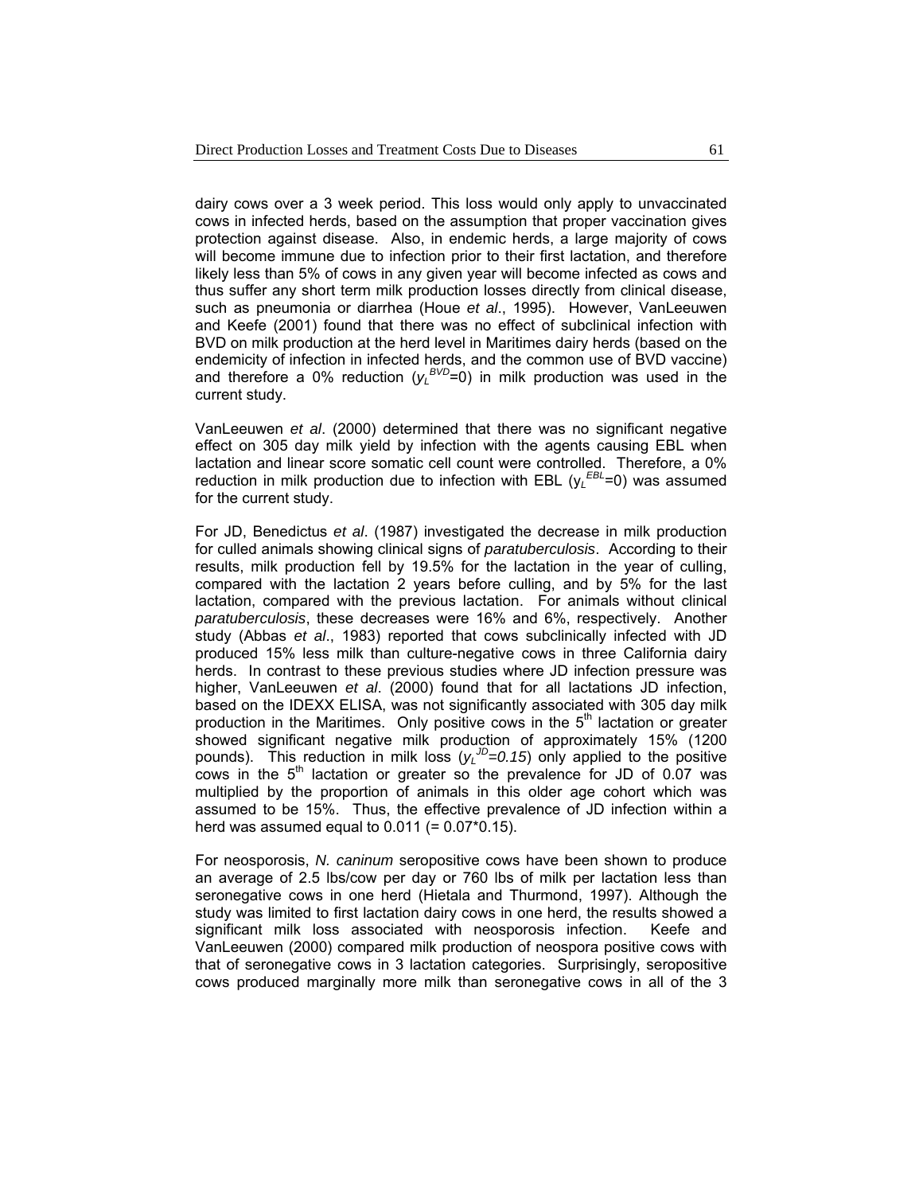dairy cows over a 3 week period. This loss would only apply to unvaccinated cows in infected herds, based on the assumption that proper vaccination gives protection against disease. Also, in endemic herds, a large majority of cows will become immune due to infection prior to their first lactation, and therefore likely less than 5% of cows in any given year will become infected as cows and thus suffer any short term milk production losses directly from clinical disease, such as pneumonia or diarrhea (Houe *et al*., 1995). However, VanLeeuwen and Keefe (2001) found that there was no effect of subclinical infection with BVD on milk production at the herd level in Maritimes dairy herds (based on the endemicity of infection in infected herds, and the common use of BVD vaccine) and therefore a 0% reduction ($y_L^{BVD}$=0) in milk production was used in the current study.

VanLeeuwen *et al*. (2000) determined that there was no significant negative effect on 305 day milk yield by infection with the agents causing EBL when lactation and linear score somatic cell count were controlled. Therefore, a 0% reduction in milk production due to infection with EBL ($y_L^{EBL}$=0) was assumed for the current study.

For JD, Benedictus *et al*. (1987) investigated the decrease in milk production for culled animals showing clinical signs of *paratuberculosis*. According to their results, milk production fell by 19.5% for the lactation in the year of culling, compared with the lactation 2 years before culling, and by 5% for the last lactation, compared with the previous lactation. For animals without clinical *paratuberculosis*, these decreases were 16% and 6%, respectively. Another study (Abbas *et al*., 1983) reported that cows subclinically infected with JD produced 15% less milk than culture-negative cows in three California dairy herds. In contrast to these previous studies where JD infection pressure was higher, VanLeeuwen *et al*. (2000) found that for all lactations JD infection, based on the IDEXX ELISA, was not significantly associated with 305 day milk production in the Maritimes. Only positive cows in the 5th lactation or greater showed significant negative milk production of approximately 15% (1200 pounds). This reduction in milk loss ($y_L^{JD}=0.15$) only applied to the positive cows in the 5th lactation or greater so the prevalence for JD of 0.07 was multiplied by the proportion of animals in this older age cohort which was assumed to be 15%. Thus, the effective prevalence of JD infection within a herd was assumed equal to 0.011 (= 0.07*0.15).

For neosporosis, *N. caninum* seropositive cows have been shown to produce an average of 2.5 lbs/cow per day or 760 lbs of milk per lactation less than seronegative cows in one herd (Hietala and Thurmond, 1997). Although the study was limited to first lactation dairy cows in one herd, the results showed a significant milk loss associated with neosporosis infection. Keefe and VanLeeuwen (2000) compared milk production of neospora positive cows with that of seronegative cows in 3 lactation categories. Surprisingly, seropositive cows produced marginally more milk than seronegative cows in all of the 3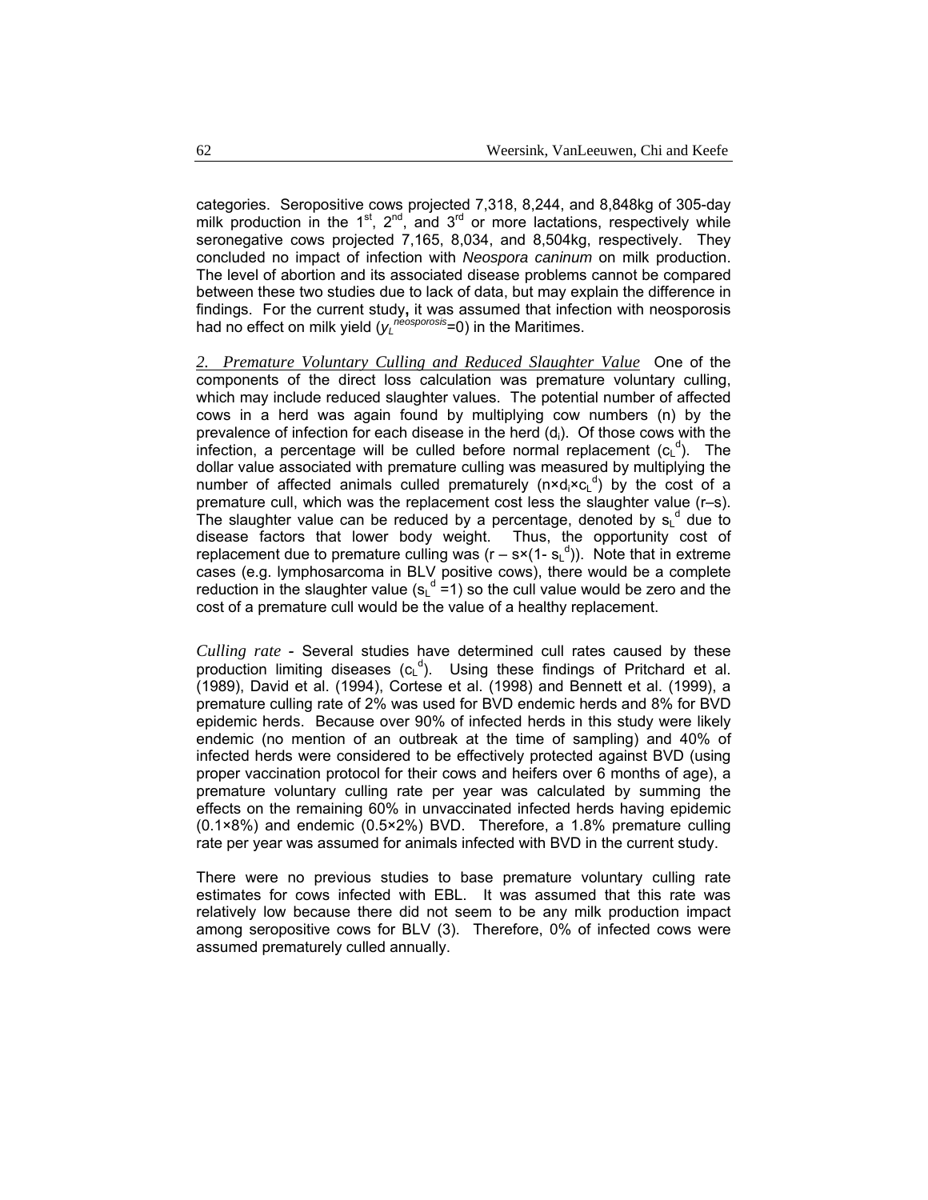categories. Seropositive cows projected 7,318, 8,244, and 8,848kg of 305-day milk production in the 1st, 2nd, and 3rd or more lactations, respectively while seronegative cows projected 7,165, 8,034, and 8,504kg, respectively. They concluded no impact of infection with *Neospora caninum* on milk production. The level of abortion and its associated disease problems cannot be compared between these two studies due to lack of data, but may explain the difference in findings. For the current study**,** it was assumed that infection with neosporosis had no effect on milk yield ($y_L^{neosporosis}$=0) in the Maritimes.

*2. Premature Voluntary Culling and Reduced Slaughter Value* One of the components of the direct loss calculation was premature voluntary culling, which may include reduced slaughter values. The potential number of affected cows in a herd was again found by multiplying cow numbers (n) by the prevalence of infection for each disease in the herd ($d_i$). Of those cows with the infection, a percentage will be culled before normal replacement ($c_L^d$). The dollar value associated with premature culling was measured by multiplying the number of affected animals culled prematurely ($n \times d_i \times c_L^d$) by the cost of a premature cull, which was the replacement cost less the slaughter value (r–s). The slaughter value can be reduced by a percentage, denoted by $s_L^d$ due to disease factors that lower body weight. Thus, the opportunity cost of replacement due to premature culling was ($r - s \times (1 - s_L^d)$). Note that in extreme cases (e.g. lymphosarcoma in BLV positive cows), there would be a complete reduction in the slaughter value ($s_L^d$ =1) so the cull value would be zero and the cost of a premature cull would be the value of a healthy replacement.

*Culling rate* - Several studies have determined cull rates caused by these production limiting diseases ($c_L^d$). Using these findings of Pritchard et al. (1989), David et al. (1994), Cortese et al. (1998) and Bennett et al. (1999), a premature culling rate of 2% was used for BVD endemic herds and 8% for BVD epidemic herds. Because over 90% of infected herds in this study were likely endemic (no mention of an outbreak at the time of sampling) and 40% of infected herds were considered to be effectively protected against BVD (using proper vaccination protocol for their cows and heifers over 6 months of age), a premature voluntary culling rate per year was calculated by summing the effects on the remaining 60% in unvaccinated infected herds having epidemic (0.1×8%) and endemic (0.5×2%) BVD. Therefore, a 1.8% premature culling rate per year was assumed for animals infected with BVD in the current study.

There were no previous studies to base premature voluntary culling rate estimates for cows infected with EBL. It was assumed that this rate was relatively low because there did not seem to be any milk production impact among seropositive cows for BLV (3). Therefore, 0% of infected cows were assumed prematurely culled annually.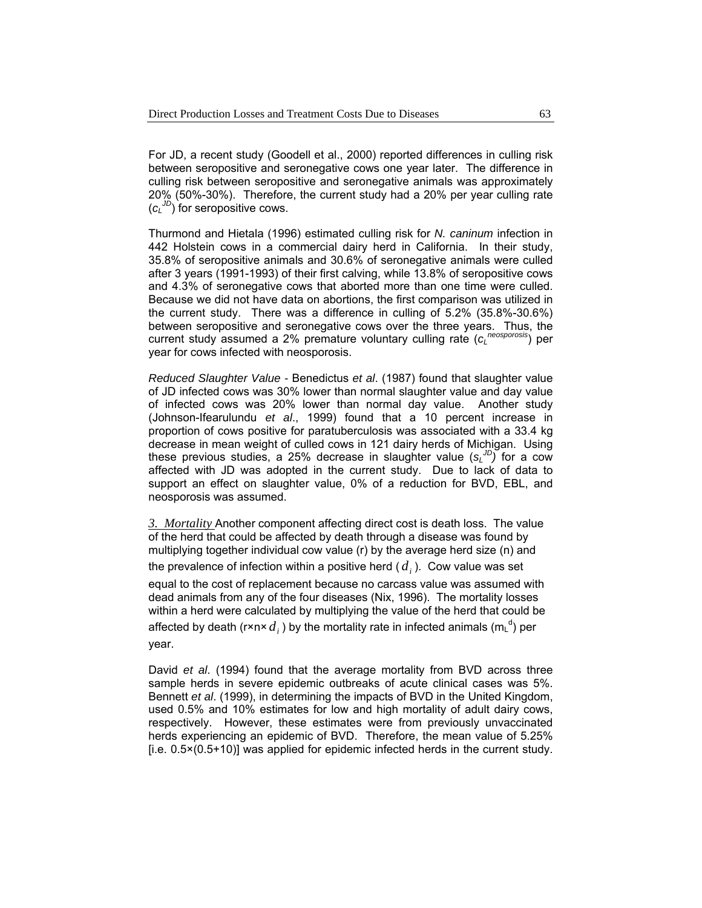For JD, a recent study (Goodell et al., 2000) reported differences in culling risk between seropositive and seronegative cows one year later. The difference in culling risk between seropositive and seronegative animals was approximately 20% (50%-30%). Therefore, the current study had a 20% per year culling rate ($c_L^{JD}$) for seropositive cows.

Thurmond and Hietala (1996) estimated culling risk for *N. caninum* infection in 442 Holstein cows in a commercial dairy herd in California. In their study, 35.8% of seropositive animals and 30.6% of seronegative animals were culled after 3 years (1991-1993) of their first calving, while 13.8% of seropositive cows and 4.3% of seronegative cows that aborted more than one time were culled. Because we did not have data on abortions, the first comparison was utilized in the current study. There was a difference in culling of 5.2% (35.8%-30.6%) between seropositive and seronegative cows over the three years. Thus, the current study assumed a 2% premature voluntary culling rate ($c_L^{neosporosis}$) per year for cows infected with neosporosis.

*Reduced Slaughter Value* - Benedictus *et al*. (1987) found that slaughter value of JD infected cows was 30% lower than normal slaughter value and day value of infected cows was 20% lower than normal day value. Another study (Johnson-Ifearulundu *et al*., 1999) found that a 10 percent increase in proportion of cows positive for paratuberculosis was associated with a 33.4 kg decrease in mean weight of culled cows in 121 dairy herds of Michigan. Using these previous studies, a 25% decrease in slaughter value ($s_L^{JD}$) for a cow affected with JD was adopted in the current study. Due to lack of data to support an effect on slaughter value, 0% of a reduction for BVD, EBL, and neosporosis was assumed.

*3. Mortality* Another component affecting direct cost is death loss. The value of the herd that could be affected by death through a disease was found by multiplying together individual cow value (r) by the average herd size (n) and the prevalence of infection within a positive herd ($d_i$). Cow value was set equal to the cost of replacement because no carcass value was assumed with dead animals from any of the four diseases (Nix, 1996). The mortality losses within a herd were calculated by multiplying the value of the herd that could be affected by death ($r \times n \times d_i$) by the mortality rate in infected animals ($m_L^d$) per year.

David *et al*. (1994) found that the average mortality from BVD across three sample herds in severe epidemic outbreaks of acute clinical cases was 5%. Bennett *et al*. (1999), in determining the impacts of BVD in the United Kingdom, used 0.5% and 10% estimates for low and high mortality of adult dairy cows, respectively. However, these estimates were from previously unvaccinated herds experiencing an epidemic of BVD. Therefore, the mean value of 5.25% [i.e. 0.5×(0.5+10)] was applied for epidemic infected herds in the current study.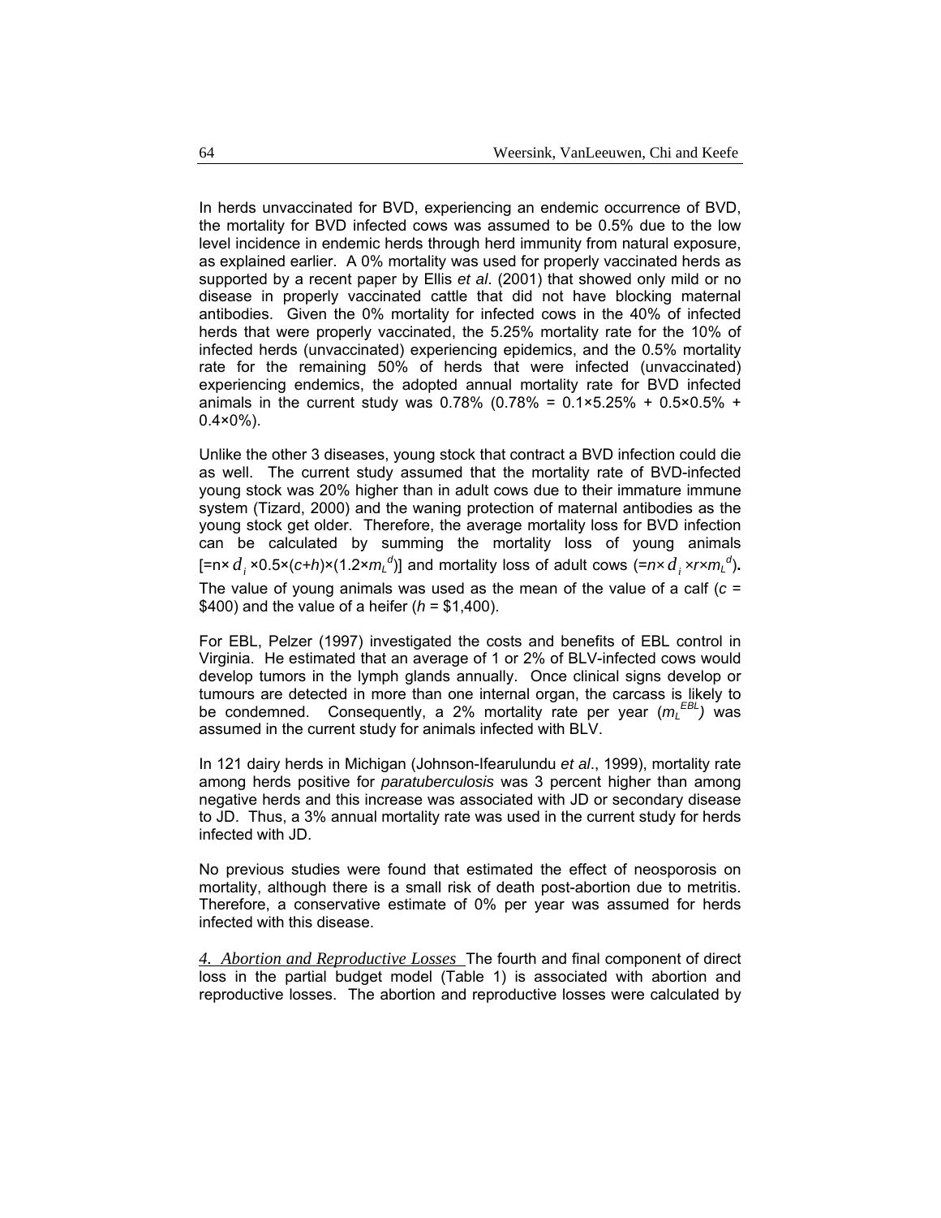In herds unvaccinated for BVD, experiencing an endemic occurrence of BVD, the mortality for BVD infected cows was assumed to be 0.5% due to the low level incidence in endemic herds through herd immunity from natural exposure, as explained earlier. A 0% mortality was used for properly vaccinated herds as supported by a recent paper by Ellis *et al*. (2001) that showed only mild or no disease in properly vaccinated cattle that did not have blocking maternal antibodies. Given the 0% mortality for infected cows in the 40% of infected herds that were properly vaccinated, the 5.25% mortality rate for the 10% of infected herds (unvaccinated) experiencing epidemics, and the 0.5% mortality rate for the remaining 50% of herds that were infected (unvaccinated) experiencing endemics, the adopted annual mortality rate for BVD infected animals in the current study was 0.78% (0.78% = 0.1×5.25% + 0.5×0.5% + 0.4×0%).

Unlike the other 3 diseases, young stock that contract a BVD infection could die as well. The current study assumed that the mortality rate of BVD-infected young stock was 20% higher than in adult cows due to their immature immune system (Tizard, 2000) and the waning protection of maternal antibodies as the young stock get older. Therefore, the average mortality loss for BVD infection can be calculated by summing the mortality loss of young animals [$=n \times d_i \times 0.5 \times (c+h) \times (1.2 \times m_L^{d})$] and mortality loss of adult cows ($=n \times d_i \times r \times m_L^{d}$). The value of young animals was used as the mean of the value of a calf ($c$ = \$400) and the value of a heifer ($h$ = \$1,400).

For EBL, Pelzer (1997) investigated the costs and benefits of EBL control in Virginia. He estimated that an average of 1 or 2% of BLV-infected cows would develop tumors in the lymph glands annually. Once clinical signs develop or tumours are detected in more than one internal organ, the carcass is likely to be condemned. Consequently, a 2% mortality rate per year ($m_L^{EBL}$) was assumed in the current study for animals infected with BLV.

In 121 dairy herds in Michigan (Johnson-Ifearulundu *et al*., 1999), mortality rate among herds positive for *paratuberculosis* was 3 percent higher than among negative herds and this increase was associated with JD or secondary disease to JD. Thus, a 3% annual mortality rate was used in the current study for herds infected with JD.

No previous studies were found that estimated the effect of neosporosis on mortality, although there is a small risk of death post-abortion due to metritis. Therefore, a conservative estimate of 0% per year was assumed for herds infected with this disease.

*4. Abortion and Reproductive Losses* The fourth and final component of direct loss in the partial budget model (Table 1) is associated with abortion and reproductive losses. The abortion and reproductive losses were calculated by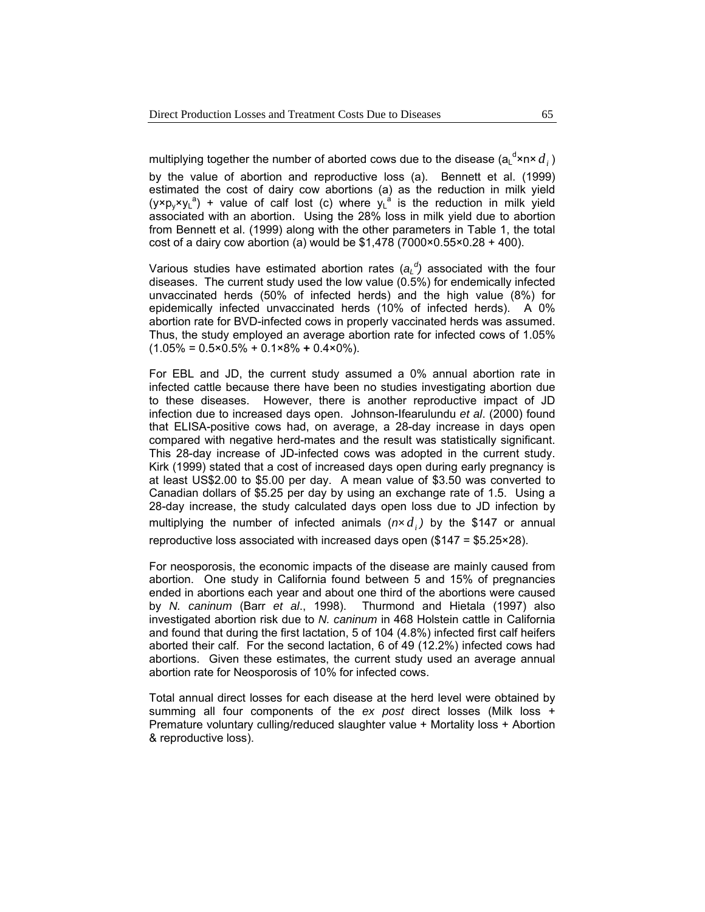multiplying together the number of aborted cows due to the disease ($a_L^d \times n \times d_i$) by the value of abortion and reproductive loss (a). Bennett et al. (1999) estimated the cost of dairy cow abortions (a) as the reduction in milk yield ($y \times p_y \times y_L^a$) + value of calf lost (c) where $y_L^a$ is the reduction in milk yield associated with an abortion. Using the 28% loss in milk yield due to abortion from Bennett et al. (1999) along with the other parameters in Table 1, the total cost of a dairy cow abortion (a) would be $1,478 (7000×0.55×0.28 + 400).

Various studies have estimated abortion rates ($a_L^d$) associated with the four diseases. The current study used the low value (0.5%) for endemically infected unvaccinated herds (50% of infected herds) and the high value (8%) for epidemically infected unvaccinated herds (10% of infected herds). A 0% abortion rate for BVD-infected cows in properly vaccinated herds was assumed. Thus, the study employed an average abortion rate for infected cows of 1.05% (1.05% = 0.5×0.5% + 0.1×8% + 0.4×0%).

For EBL and JD, the current study assumed a 0% annual abortion rate in infected cattle because there have been no studies investigating abortion due to these diseases. However, there is another reproductive impact of JD infection due to increased days open. Johnson-Ifearulundu *et al*. (2000) found that ELISA-positive cows had, on average, a 28-day increase in days open compared with negative herd-mates and the result was statistically significant. This 28-day increase of JD-infected cows was adopted in the current study. Kirk (1999) stated that a cost of increased days open during early pregnancy is at least US$2.00 to $5.00 per day. A mean value of $3.50 was converted to Canadian dollars of $5.25 per day by using an exchange rate of 1.5. Using a 28-day increase, the study calculated days open loss due to JD infection by multiplying the number of infected animals ($n \times d_i$) by the $147 or annual reproductive loss associated with increased days open ($147 = $5.25×28).

For neosporosis, the economic impacts of the disease are mainly caused from abortion. One study in California found between 5 and 15% of pregnancies ended in abortions each year and about one third of the abortions were caused by *N. caninum* (Barr *et al*., 1998). Thurmond and Hietala (1997) also investigated abortion risk due to *N. caninum* in 468 Holstein cattle in California and found that during the first lactation, 5 of 104 (4.8%) infected first calf heifers aborted their calf. For the second lactation, 6 of 49 (12.2%) infected cows had abortions. Given these estimates, the current study used an average annual abortion rate for Neosporosis of 10% for infected cows.

Total annual direct losses for each disease at the herd level were obtained by summing all four components of the *ex post* direct losses (Milk loss + Premature voluntary culling/reduced slaughter value + Mortality loss + Abortion & reproductive loss).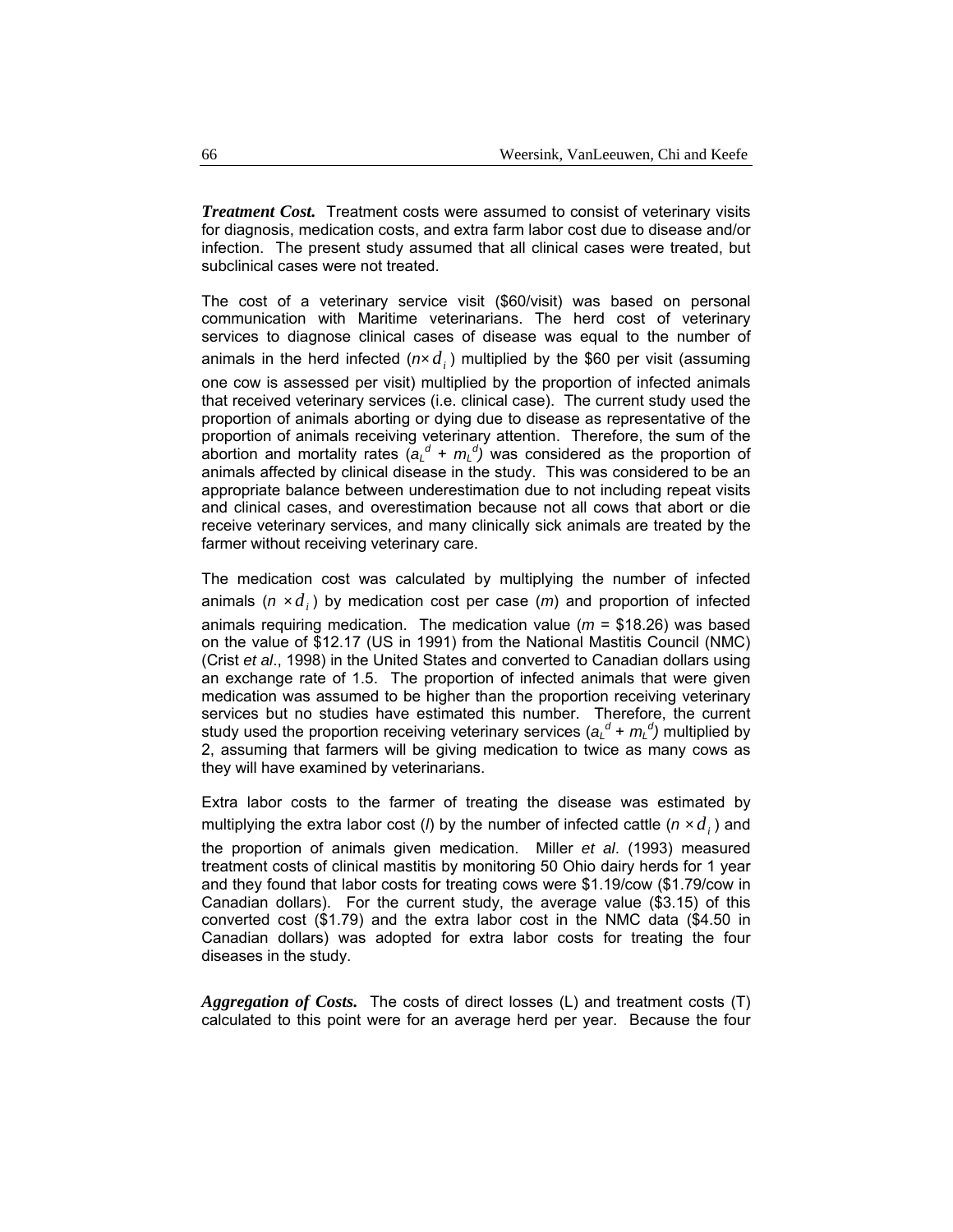***Treatment Cost.*** Treatment costs were assumed to consist of veterinary visits for diagnosis, medication costs, and extra farm labor cost due to disease and/or infection. The present study assumed that all clinical cases were treated, but subclinical cases were not treated.

The cost of a veterinary service visit ($60/visit) was based on personal communication with Maritime veterinarians. The herd cost of veterinary services to diagnose clinical cases of disease was equal to the number of animals in the herd infected ($n \times d_i$) multiplied by the $60 per visit (assuming one cow is assessed per visit) multiplied by the proportion of infected animals that received veterinary services (i.e. clinical case). The current study used the proportion of animals aborting or dying due to disease as representative of the proportion of animals receiving veterinary attention. Therefore, the sum of the abortion and mortality rates ($a_L^d + m_L^d$) was considered as the proportion of animals affected by clinical disease in the study. This was considered to be an appropriate balance between underestimation due to not including repeat visits and clinical cases, and overestimation because not all cows that abort or die receive veterinary services, and many clinically sick animals are treated by the farmer without receiving veterinary care.

The medication cost was calculated by multiplying the number of infected animals ($n \times d_i$) by medication cost per case ($m$) and proportion of infected animals requiring medication. The medication value ($m$ = $18.26) was based on the value of $12.17 (US in 1991) from the National Mastitis Council (NMC) (Crist *et al*., 1998) in the United States and converted to Canadian dollars using an exchange rate of 1.5. The proportion of infected animals that were given medication was assumed to be higher than the proportion receiving veterinary services but no studies have estimated this number. Therefore, the current study used the proportion receiving veterinary services ($a_L^d + m_L^d$) multiplied by 2, assuming that farmers will be giving medication to twice as many cows as they will have examined by veterinarians.

Extra labor costs to the farmer of treating the disease was estimated by multiplying the extra labor cost ($l$) by the number of infected cattle ($n \times d_i$) and the proportion of animals given medication. Miller *et al*. (1993) measured treatment costs of clinical mastitis by monitoring 50 Ohio dairy herds for 1 year and they found that labor costs for treating cows were $1.19/cow ($1.79/cow in Canadian dollars). For the current study, the average value ($3.15) of this converted cost ($1.79) and the extra labor cost in the NMC data ($4.50 in Canadian dollars) was adopted for extra labor costs for treating the four diseases in the study.

***Aggregation of Costs.*** The costs of direct losses (L) and treatment costs (T) calculated to this point were for an average herd per year. Because the four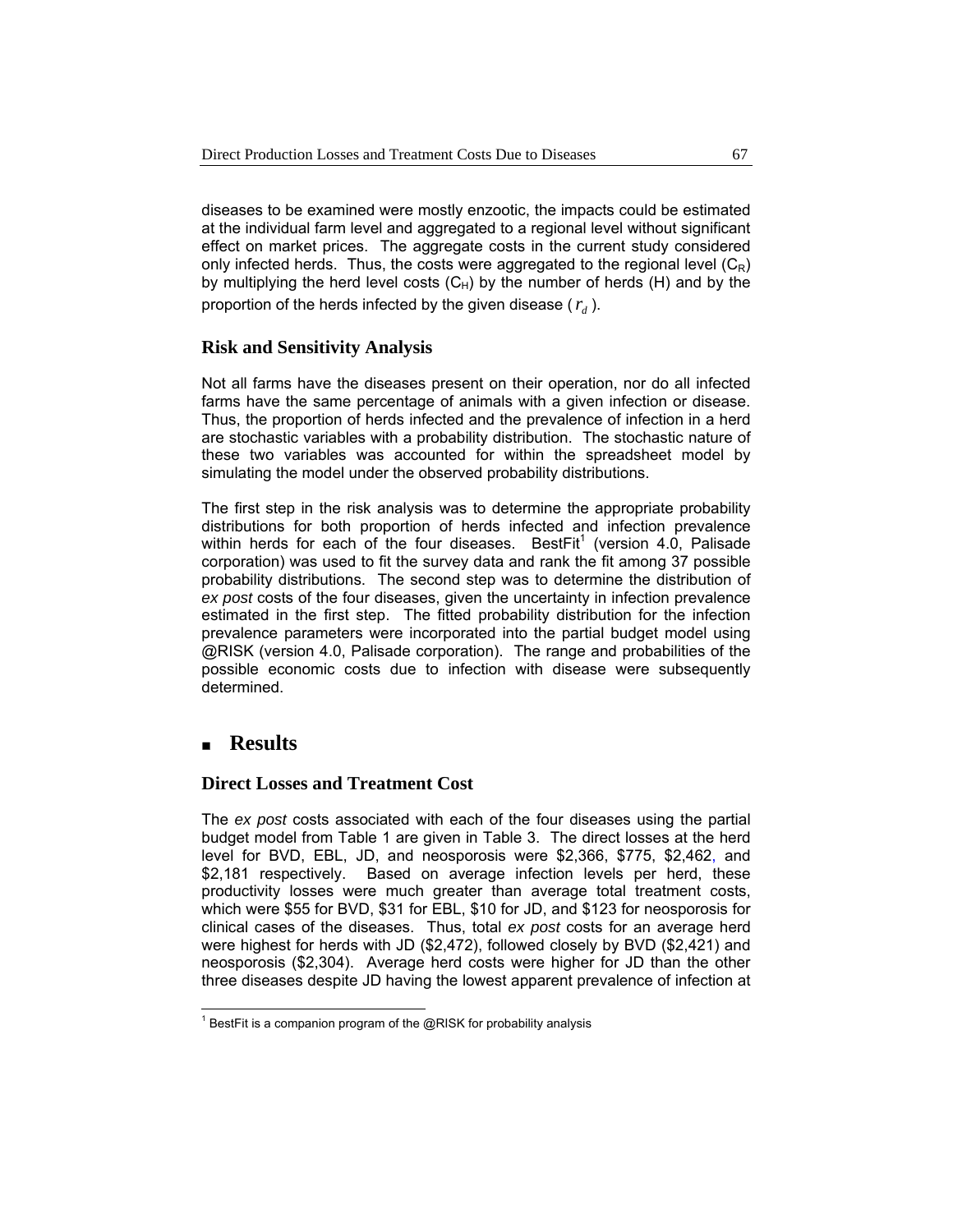diseases to be examined were mostly enzootic, the impacts could be estimated at the individual farm level and aggregated to a regional level without significant effect on market prices. The aggregate costs in the current study considered only infected herds. Thus, the costs were aggregated to the regional level ($C_R$) by multiplying the herd level costs ($C_H$) by the number of herds (H) and by the proportion of the herds infected by the given disease ($r_d$).

### Risk and Sensitivity Analysis

Not all farms have the diseases present on their operation, nor do all infected farms have the same percentage of animals with a given infection or disease. Thus, the proportion of herds infected and the prevalence of infection in a herd are stochastic variables with a probability distribution. The stochastic nature of these two variables was accounted for within the spreadsheet model by simulating the model under the observed probability distributions.

The first step in the risk analysis was to determine the appropriate probability distributions for both proportion of herds infected and infection prevalence within herds for each of the four diseases. BestFit[1] (version 4.0, Palisade corporation) was used to fit the survey data and rank the fit among 37 possible probability distributions. The second step was to determine the distribution of *ex post* costs of the four diseases, given the uncertainty in infection prevalence estimated in the first step. The fitted probability distribution for the infection prevalence parameters were incorporated into the partial budget model using @RISK (version 4.0, Palisade corporation). The range and probabilities of the possible economic costs due to infection with disease were subsequently determined.

## Results

### Direct Losses and Treatment Cost

The *ex post* costs associated with each of the four diseases using the partial budget model from Table 1 are given in Table 3. The direct losses at the herd level for BVD, EBL, JD, and neosporosis were $2,366, $775, $2,462, and $2,181 respectively. Based on average infection levels per herd, these productivity losses were much greater than average total treatment costs, which were $55 for BVD, $31 for EBL, $10 for JD, and $123 for neosporosis for clinical cases of the diseases. Thus, total *ex post* costs for an average herd were highest for herds with JD ($2,472), followed closely by BVD ($2,421) and neosporosis ($2,304). Average herd costs were higher for JD than the other three diseases despite JD having the lowest apparent prevalence of infection at

[1] BestFit is a companion program of the @RISK for probability analysis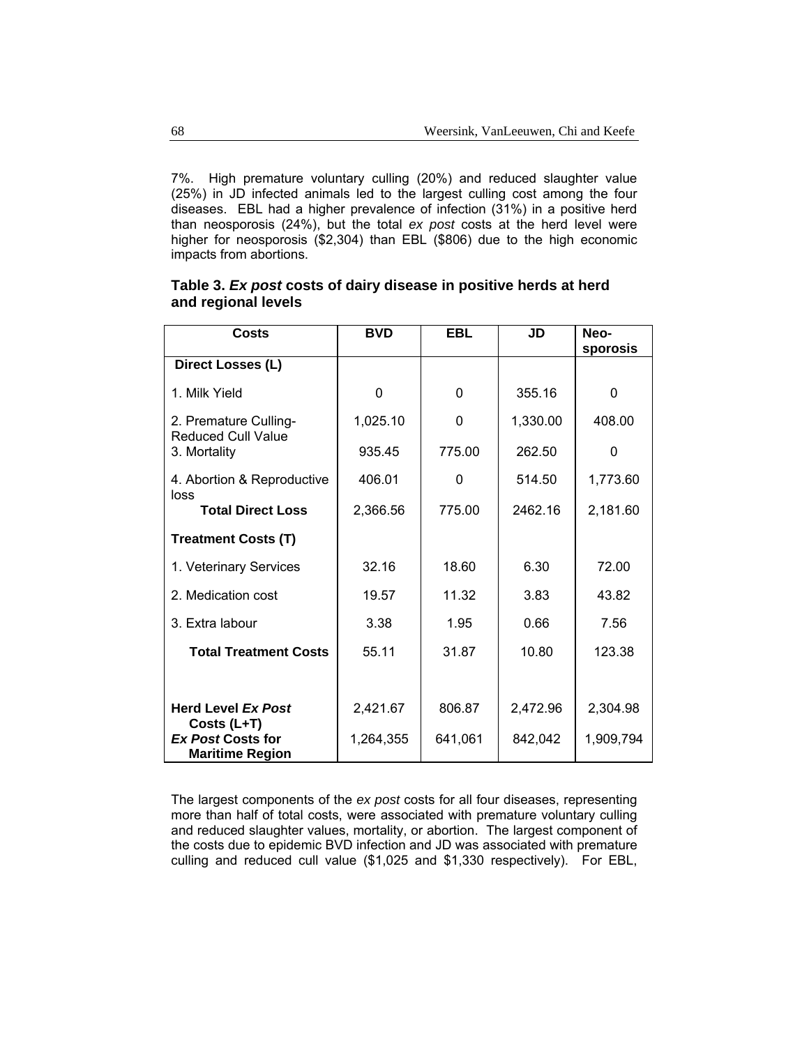7%. High premature voluntary culling (20%) and reduced slaughter value (25%) in JD infected animals led to the largest culling cost among the four diseases. EBL had a higher prevalence of infection (31%) in a positive herd than neosporosis (24%), but the total *ex post* costs at the herd level were higher for neosporosis ($2,304) than EBL ($806) due to the high economic impacts from abortions.

**Table 3. *Ex post* costs of dairy disease in positive herds at herd and regional levels**

| Costs | BVD | EBL | JD | Neo-sporosis |
|---|---|---|---|---|
| **Direct Losses (L)** | | | | |
| 1. Milk Yield | 0 | 0 | 355.16 | 0 |
| 2. Premature Culling-Reduced Cull Value | 1,025.10 | 0 | 1,330.00 | 408.00 |
| 3. Mortality | 935.45 | 775.00 | 262.50 | 0 |
| 4. Abortion & Reproductive loss | 406.01 | 0 | 514.50 | 1,773.60 |
| **Total Direct Loss** | 2,366.56 | 775.00 | 2462.16 | 2,181.60 |
| **Treatment Costs (T)** | | | | |
| 1. Veterinary Services | 32.16 | 18.60 | 6.30 | 72.00 |
| 2. Medication cost | 19.57 | 11.32 | 3.83 | 43.82 |
| 3. Extra labour | 3.38 | 1.95 | 0.66 | 7.56 |
| **Total Treatment Costs** | 55.11 | 31.87 | 10.80 | 123.38 |
| **Herd Level *Ex Post* Costs (L+T)** | 2,421.67 | 806.87 | 2,472.96 | 2,304.98 |
| ***Ex Post* Costs for Maritime Region** | 1,264,355 | 641,061 | 842,042 | 1,909,794 |

The largest components of the *ex post* costs for all four diseases, representing more than half of total costs, were associated with premature voluntary culling and reduced slaughter values, mortality, or abortion. The largest component of the costs due to epidemic BVD infection and JD was associated with premature culling and reduced cull value ($1,025 and $1,330 respectively). For EBL,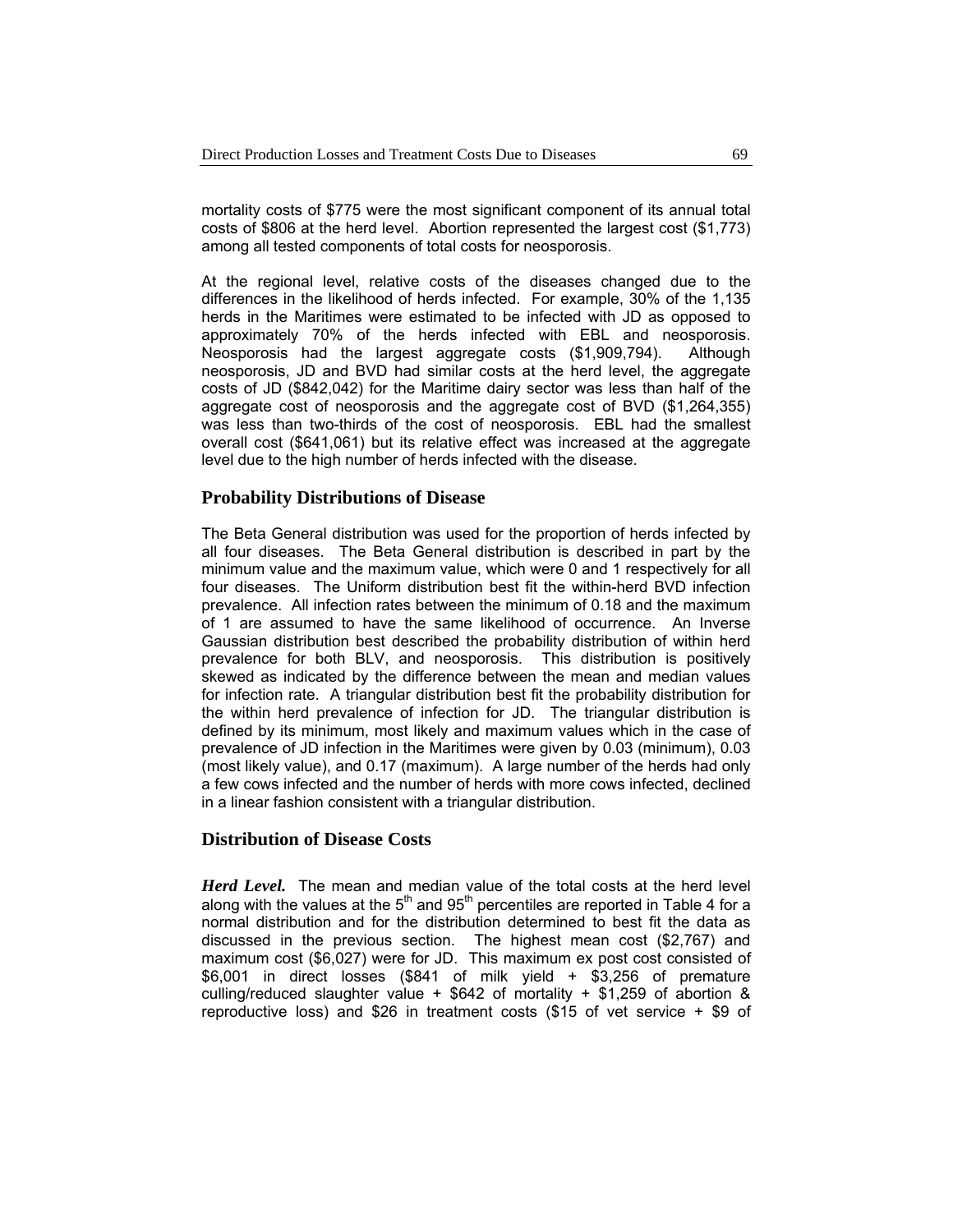mortality costs of $775 were the most significant component of its annual total costs of $806 at the herd level. Abortion represented the largest cost ($1,773) among all tested components of total costs for neosporosis.

At the regional level, relative costs of the diseases changed due to the differences in the likelihood of herds infected. For example, 30% of the 1,135 herds in the Maritimes were estimated to be infected with JD as opposed to approximately 70% of the herds infected with EBL and neosporosis. Neosporosis had the largest aggregate costs ($1,909,794). Although neosporosis, JD and BVD had similar costs at the herd level, the aggregate costs of JD ($842,042) for the Maritime dairy sector was less than half of the aggregate cost of neosporosis and the aggregate cost of BVD ($1,264,355) was less than two-thirds of the cost of neosporosis. EBL had the smallest overall cost ($641,061) but its relative effect was increased at the aggregate level due to the high number of herds infected with the disease.

## Probability Distributions of Disease

The Beta General distribution was used for the proportion of herds infected by all four diseases. The Beta General distribution is described in part by the minimum value and the maximum value, which were 0 and 1 respectively for all four diseases. The Uniform distribution best fit the within-herd BVD infection prevalence. All infection rates between the minimum of 0.18 and the maximum of 1 are assumed to have the same likelihood of occurrence. An Inverse Gaussian distribution best described the probability distribution of within herd prevalence for both BLV, and neosporosis. This distribution is positively skewed as indicated by the difference between the mean and median values for infection rate. A triangular distribution best fit the probability distribution for the within herd prevalence of infection for JD. The triangular distribution is defined by its minimum, most likely and maximum values which in the case of prevalence of JD infection in the Maritimes were given by 0.03 (minimum), 0.03 (most likely value), and 0.17 (maximum). A large number of the herds had only a few cows infected and the number of herds with more cows infected, declined in a linear fashion consistent with a triangular distribution.

## Distribution of Disease Costs

***Herd Level.*** The mean and median value of the total costs at the herd level along with the values at the 5th and 95th percentiles are reported in Table 4 for a normal distribution and for the distribution determined to best fit the data as discussed in the previous section. The highest mean cost ($2,767) and maximum cost ($6,027) were for JD. This maximum ex post cost consisted of $6,001 in direct losses ($841 of milk yield + $3,256 of premature culling/reduced slaughter value + $642 of mortality + $1,259 of abortion & reproductive loss) and $26 in treatment costs ($15 of vet service + $9 of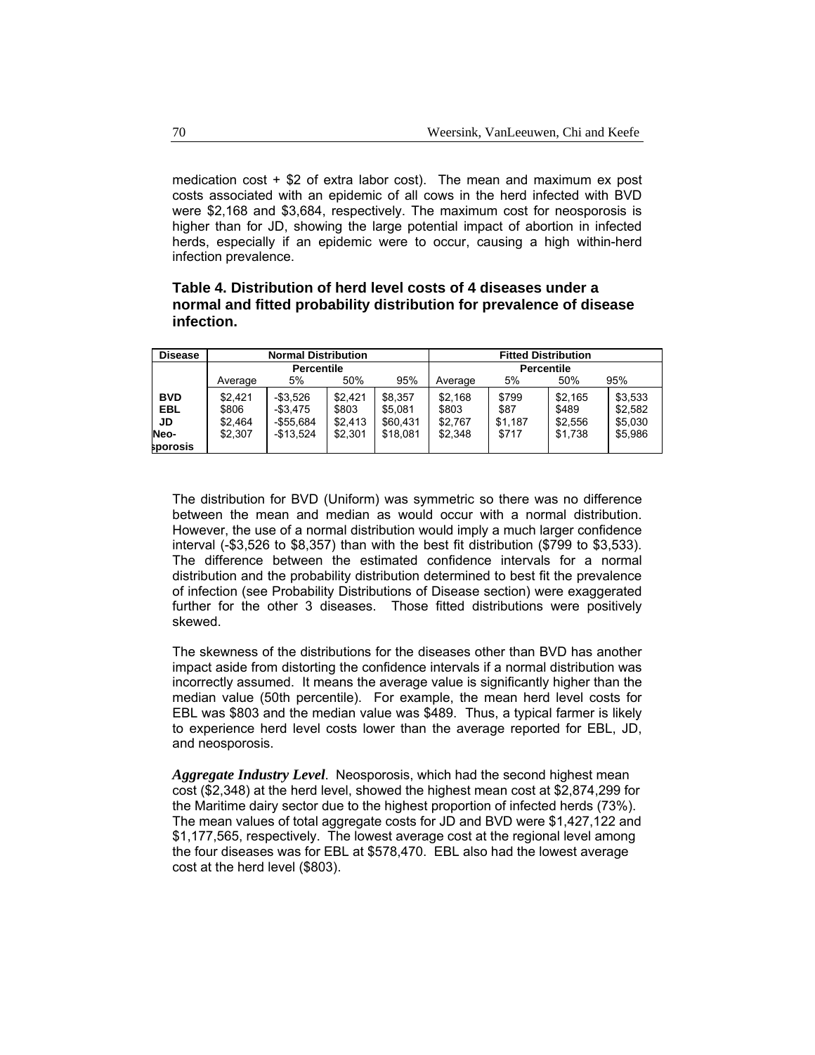medication cost + $2 of extra labor cost). The mean and maximum ex post costs associated with an epidemic of all cows in the herd infected with BVD were $2,168 and $3,684, respectively. The maximum cost for neosporosis is higher than for JD, showing the large potential impact of abortion in infected herds, especially if an epidemic were to occur, causing a high within-herd infection prevalence.

**Table 4. Distribution of herd level costs of 4 diseases under a normal and fitted probability distribution for prevalence of disease infection.**

| Disease | Normal Distribution | | | | Fitted Distribution | | | |
|---|---|---|---|---|---|---|---|---|
| | | Percentile | | | | Percentile | | |
| | Average | 5% | 50% | 95% | Average | 5% | 50% | 95% |
| **BVD** | $2,421 | -$3,526 | $2,421 | $8,357 | $2,168 | $799 | $2,165 | $3,533 |
| **EBL** | $806 | -$3,475 | $803 | $5,081 | $803 | $87 | $489 | $2,582 |
| **JD** | $2,464 | -$55,684 | $2,413 | $60,431 | $2,767 | $1,187 | $2,556 | $5,030 |
| **Neo-sporosis** | $2,307 | -$13,524 | $2,301 | $18,081 | $2,348 | $717 | $1,738 | $5,986 |

The distribution for BVD (Uniform) was symmetric so there was no difference between the mean and median as would occur with a normal distribution. However, the use of a normal distribution would imply a much larger confidence interval (-$3,526 to $8,357) than with the best fit distribution ($799 to $3,533). The difference between the estimated confidence intervals for a normal distribution and the probability distribution determined to best fit the prevalence of infection (see Probability Distributions of Disease section) were exaggerated further for the other 3 diseases. Those fitted distributions were positively skewed.

The skewness of the distributions for the diseases other than BVD has another impact aside from distorting the confidence intervals if a normal distribution was incorrectly assumed. It means the average value is significantly higher than the median value (50th percentile). For example, the mean herd level costs for EBL was $803 and the median value was $489. Thus, a typical farmer is likely to experience herd level costs lower than the average reported for EBL, JD, and neosporosis.

***Aggregate Industry Level***. Neosporosis, which had the second highest mean cost ($2,348) at the herd level, showed the highest mean cost at $2,874,299 for the Maritime dairy sector due to the highest proportion of infected herds (73%). The mean values of total aggregate costs for JD and BVD were $1,427,122 and $1,177,565, respectively. The lowest average cost at the regional level among the four diseases was for EBL at $578,470. EBL also had the lowest average cost at the herd level ($803).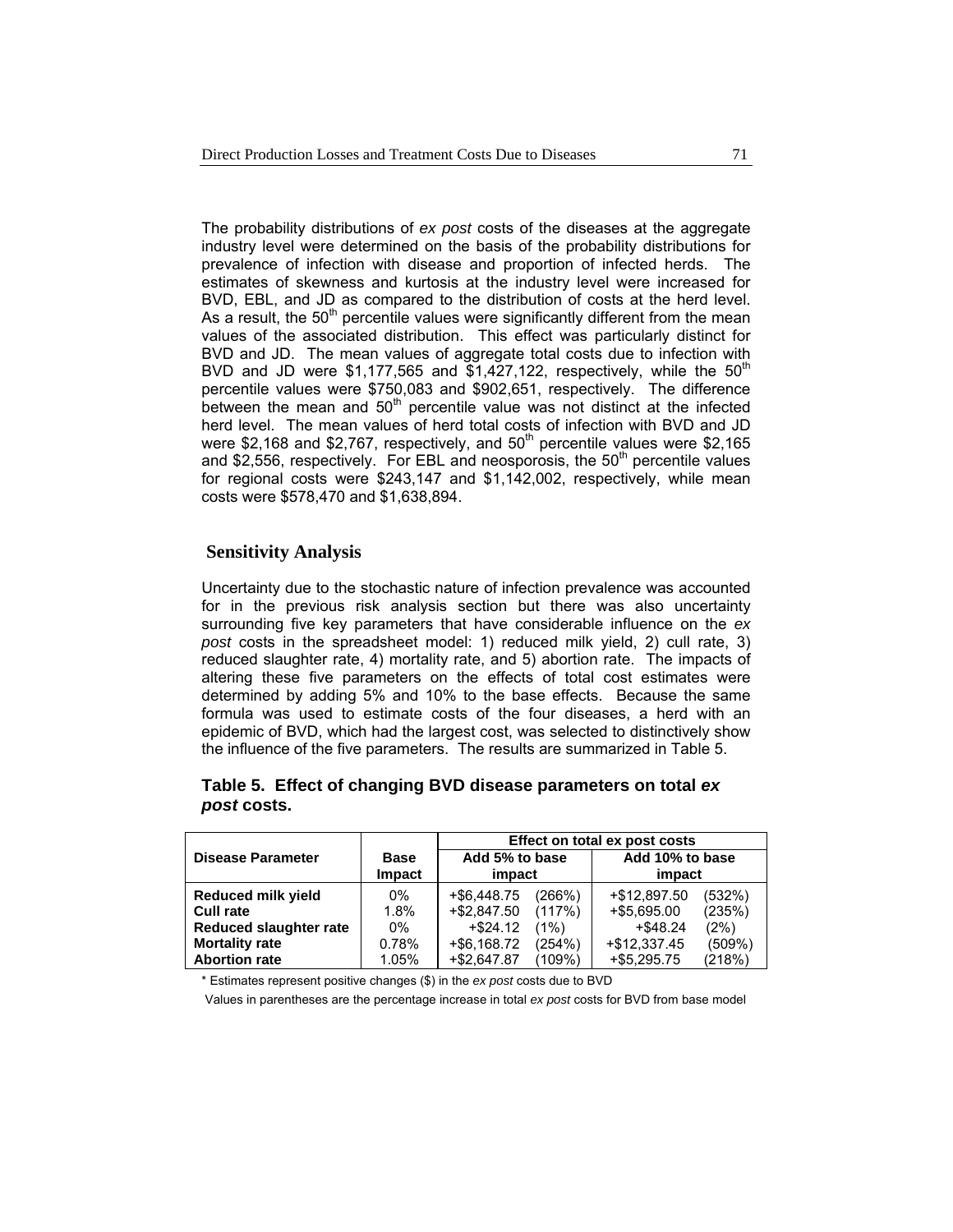The probability distributions of *ex post* costs of the diseases at the aggregate industry level were determined on the basis of the probability distributions for prevalence of infection with disease and proportion of infected herds. The estimates of skewness and kurtosis at the industry level were increased for BVD, EBL, and JD as compared to the distribution of costs at the herd level. As a result, the 50th percentile values were significantly different from the mean values of the associated distribution. This effect was particularly distinct for BVD and JD. The mean values of aggregate total costs due to infection with BVD and JD were $1,177,565 and $1,427,122, respectively, while the 50th percentile values were $750,083 and $902,651, respectively. The difference between the mean and 50th percentile value was not distinct at the infected herd level. The mean values of herd total costs of infection with BVD and JD were $2,168 and $2,767, respectively, and 50th percentile values were $2,165 and $2,556, respectively. For EBL and neosporosis, the 50th percentile values for regional costs were $243,147 and $1,142,002, respectively, while mean costs were $578,470 and $1,638,894.

## Sensitivity Analysis

Uncertainty due to the stochastic nature of infection prevalence was accounted for in the previous risk analysis section but there was also uncertainty surrounding five key parameters that have considerable influence on the *ex post* costs in the spreadsheet model: 1) reduced milk yield, 2) cull rate, 3) reduced slaughter rate, 4) mortality rate, and 5) abortion rate. The impacts of altering these five parameters on the effects of total cost estimates were determined by adding 5% and 10% to the base effects. Because the same formula was used to estimate costs of the four diseases, a herd with an epidemic of BVD, which had the largest cost, was selected to distinctively show the influence of the five parameters. The results are summarized in Table 5.

**Table 5. Effect of changing BVD disease parameters on total *ex post* costs.**

| | | Effect on total ex post costs | | | |
|---|---|---|---|---|---|
| **Disease Parameter** | **Base Impact** | **Add 5% to base impact** | | **Add 10% to base impact** | |
| **Reduced milk yield** | 0% | +$6,448.75 | (266%) | +$12,897.50 | (532%) |
| **Cull rate** | 1.8% | +$2,847.50 | (117%) | +$5,695.00 | (235%) |
| **Reduced slaughter rate** | 0% | +$24.12 | (1%) | +$48.24 | (2%) |
| **Mortality rate** | 0.78% | +$6,168.72 | (254%) | +$12,337.45 | (509%) |
| **Abortion rate** | 1.05% | +$2,647.87 | (109%) | +$5,295.75 | (218%) |

\* Estimates represent positive changes ($) in the *ex post* costs due to BVD

Values in parentheses are the percentage increase in total *ex post* costs for BVD from base model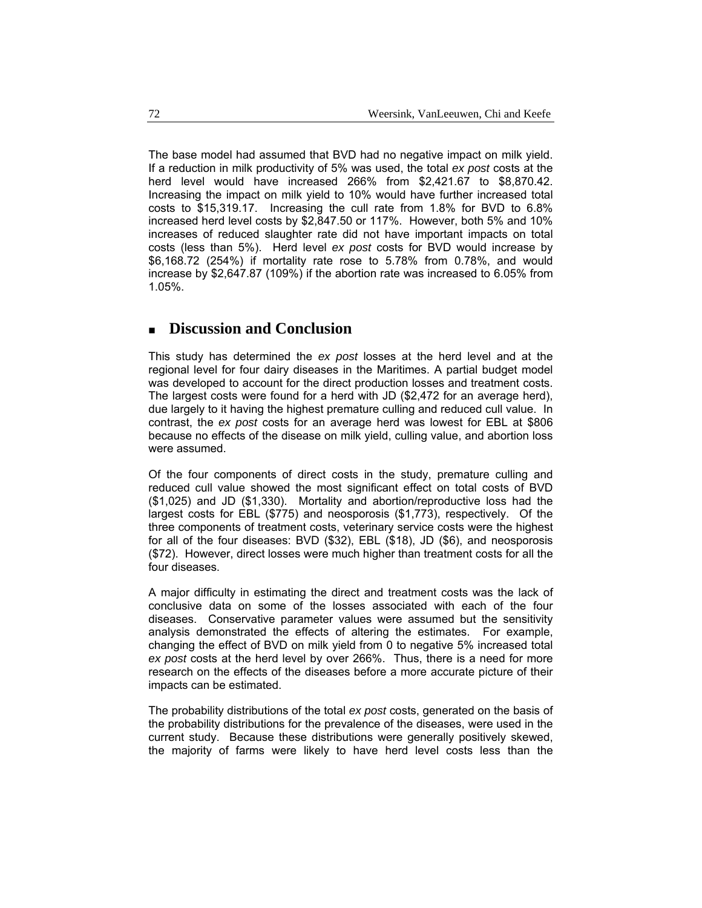The base model had assumed that BVD had no negative impact on milk yield. If a reduction in milk productivity of 5% was used, the total *ex post* costs at the herd level would have increased 266% from $2,421.67 to $8,870.42. Increasing the impact on milk yield to 10% would have further increased total costs to $15,319.17. Increasing the cull rate from 1.8% for BVD to 6.8% increased herd level costs by $2,847.50 or 117%. However, both 5% and 10% increases of reduced slaughter rate did not have important impacts on total costs (less than 5%). Herd level *ex post* costs for BVD would increase by $6,168.72 (254%) if mortality rate rose to 5.78% from 0.78%, and would increase by $2,647.87 (109%) if the abortion rate was increased to 6.05% from 1.05%.

## Discussion and Conclusion

This study has determined the *ex post* losses at the herd level and at the regional level for four dairy diseases in the Maritimes. A partial budget model was developed to account for the direct production losses and treatment costs. The largest costs were found for a herd with JD ($2,472 for an average herd), due largely to it having the highest premature culling and reduced cull value. In contrast, the *ex post* costs for an average herd was lowest for EBL at $806 because no effects of the disease on milk yield, culling value, and abortion loss were assumed.

Of the four components of direct costs in the study, premature culling and reduced cull value showed the most significant effect on total costs of BVD ($1,025) and JD ($1,330). Mortality and abortion/reproductive loss had the largest costs for EBL ($775) and neosporosis ($1,773), respectively. Of the three components of treatment costs, veterinary service costs were the highest for all of the four diseases: BVD ($32), EBL ($18), JD ($6), and neosporosis ($72). However, direct losses were much higher than treatment costs for all the four diseases.

A major difficulty in estimating the direct and treatment costs was the lack of conclusive data on some of the losses associated with each of the four diseases. Conservative parameter values were assumed but the sensitivity analysis demonstrated the effects of altering the estimates. For example, changing the effect of BVD on milk yield from 0 to negative 5% increased total *ex post* costs at the herd level by over 266%. Thus, there is a need for more research on the effects of the diseases before a more accurate picture of their impacts can be estimated.

The probability distributions of the total *ex post* costs, generated on the basis of the probability distributions for the prevalence of the diseases, were used in the current study. Because these distributions were generally positively skewed, the majority of farms were likely to have herd level costs less than the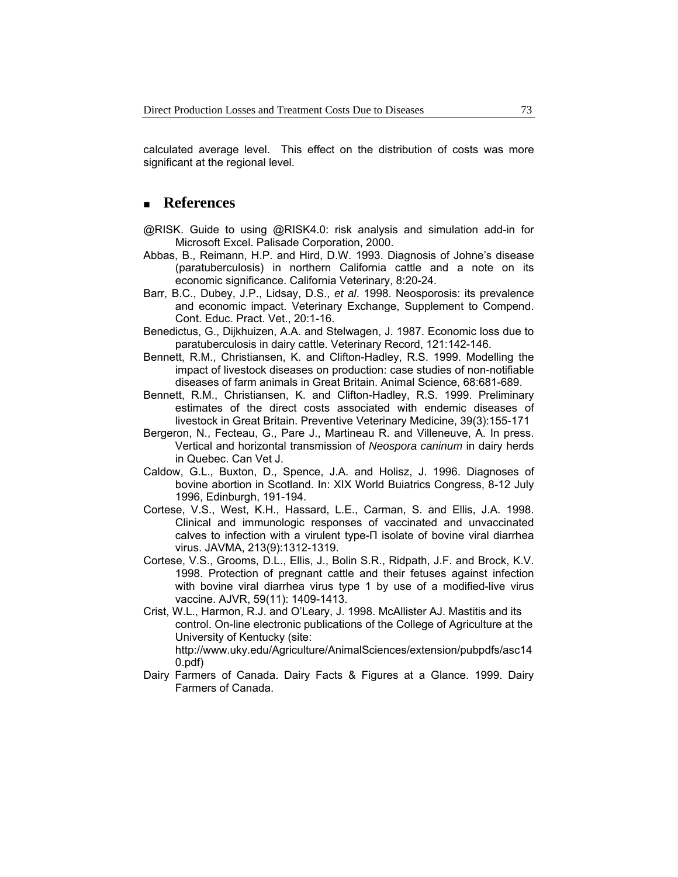calculated average level. This effect on the distribution of costs was more significant at the regional level.

## References

@RISK. Guide to using @RISK4.0: risk analysis and simulation add-in for Microsoft Excel. Palisade Corporation, 2000.

Abbas, B., Reimann, H.P. and Hird, D.W. 1993. Diagnosis of Johne's disease (paratuberculosis) in northern California cattle and a note on its economic significance. California Veterinary, 8:20-24.

Barr, B.C., Dubey, J.P., Lidsay, D.S., *et al*. 1998. Neosporosis: its prevalence and economic impact. Veterinary Exchange, Supplement to Compend. Cont. Educ. Pract. Vet., 20:1-16.

Benedictus, G., Dijkhuizen, A.A. and Stelwagen, J. 1987. Economic loss due to paratuberculosis in dairy cattle. Veterinary Record, 121:142-146.

Bennett, R.M., Christiansen, K. and Clifton-Hadley, R.S. 1999. Modelling the impact of livestock diseases on production: case studies of non-notifiable diseases of farm animals in Great Britain. Animal Science, 68:681-689.

Bennett, R.M., Christiansen, K. and Clifton-Hadley, R.S. 1999. Preliminary estimates of the direct costs associated with endemic diseases of livestock in Great Britain. Preventive Veterinary Medicine, 39(3):155-171

Bergeron, N., Fecteau, G., Pare J., Martineau R. and Villeneuve, A. In press. Vertical and horizontal transmission of *Neospora caninum* in dairy herds in Quebec. Can Vet J.

Caldow, G.L., Buxton, D., Spence, J.A. and Holisz, J. 1996. Diagnoses of bovine abortion in Scotland. In: XIX World Buiatrics Congress, 8-12 July 1996, Edinburgh, 191-194.

Cortese, V.S., West, K.H., Hassard, L.E., Carman, S. and Ellis, J.A. 1998. Clinical and immunologic responses of vaccinated and unvaccinated calves to infection with a virulent type-П isolate of bovine viral diarrhea virus. JAVMA, 213(9):1312-1319.

Cortese, V.S., Grooms, D.L., Ellis, J., Bolin S.R., Ridpath, J.F. and Brock, K.V. 1998. Protection of pregnant cattle and their fetuses against infection with bovine viral diarrhea virus type 1 by use of a modified-live virus vaccine. AJVR, 59(11): 1409-1413.

Crist, W.L., Harmon, R.J. and O'Leary, J. 1998. McAllister AJ. Mastitis and its control. On-line electronic publications of the College of Agriculture at the University of Kentucky (site: http://www.uky.edu/Agriculture/AnimalSciences/extension/pubpdfs/asc140.pdf)

Dairy Farmers of Canada. Dairy Facts & Figures at a Glance. 1999. Dairy Farmers of Canada.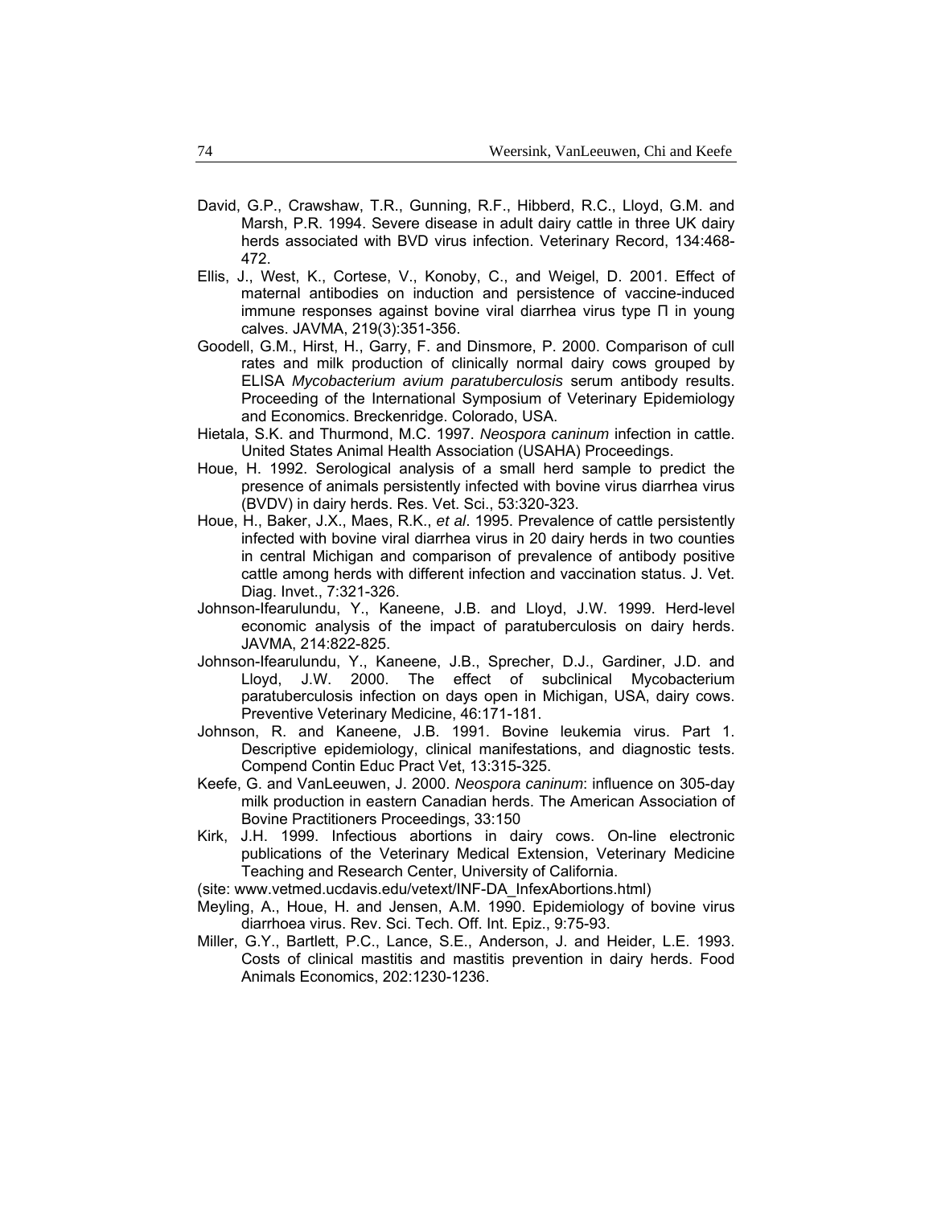David, G.P., Crawshaw, T.R., Gunning, R.F., Hibberd, R.C., Lloyd, G.M. and Marsh, P.R. 1994. Severe disease in adult dairy cattle in three UK dairy herds associated with BVD virus infection. Veterinary Record, 134:468-472.

Ellis, J., West, K., Cortese, V., Konoby, C., and Weigel, D. 2001. Effect of maternal antibodies on induction and persistence of vaccine-induced immune responses against bovine viral diarrhea virus type Π in young calves. JAVMA, 219(3):351-356.

Goodell, G.M., Hirst, H., Garry, F. and Dinsmore, P. 2000. Comparison of cull rates and milk production of clinically normal dairy cows grouped by ELISA *Mycobacterium avium paratuberculosis* serum antibody results. Proceeding of the International Symposium of Veterinary Epidemiology and Economics. Breckenridge. Colorado, USA.

Hietala, S.K. and Thurmond, M.C. 1997. *Neospora caninum* infection in cattle. United States Animal Health Association (USAHA) Proceedings.

Houe, H. 1992. Serological analysis of a small herd sample to predict the presence of animals persistently infected with bovine virus diarrhea virus (BVDV) in dairy herds. Res. Vet. Sci., 53:320-323.

Houe, H., Baker, J.X., Maes, R.K., *et al*. 1995. Prevalence of cattle persistently infected with bovine viral diarrhea virus in 20 dairy herds in two counties in central Michigan and comparison of prevalence of antibody positive cattle among herds with different infection and vaccination status. J. Vet. Diag. Invet., 7:321-326.

Johnson-Ifearulundu, Y., Kaneene, J.B. and Lloyd, J.W. 1999. Herd-level economic analysis of the impact of paratuberculosis on dairy herds. JAVMA, 214:822-825.

Johnson-Ifearulundu, Y., Kaneene, J.B., Sprecher, D.J., Gardiner, J.D. and Lloyd, J.W. 2000. The effect of subclinical Mycobacterium paratuberculosis infection on days open in Michigan, USA, dairy cows. Preventive Veterinary Medicine, 46:171-181.

Johnson, R. and Kaneene, J.B. 1991. Bovine leukemia virus. Part 1. Descriptive epidemiology, clinical manifestations, and diagnostic tests. Compend Contin Educ Pract Vet, 13:315-325.

Keefe, G. and VanLeeuwen, J. 2000. *Neospora caninum*: influence on 305-day milk production in eastern Canadian herds. The American Association of Bovine Practitioners Proceedings, 33:150

Kirk, J.H. 1999. Infectious abortions in dairy cows. On-line electronic publications of the Veterinary Medical Extension, Veterinary Medicine Teaching and Research Center, University of California.

(site: www.vetmed.ucdavis.edu/vetext/INF-DA_InfexAbortions.html)

Meyling, A., Houe, H. and Jensen, A.M. 1990. Epidemiology of bovine virus diarrhoea virus. Rev. Sci. Tech. Off. Int. Epiz., 9:75-93.

Miller, G.Y., Bartlett, P.C., Lance, S.E., Anderson, J. and Heider, L.E. 1993. Costs of clinical mastitis and mastitis prevention in dairy herds. Food Animals Economics, 202:1230-1236.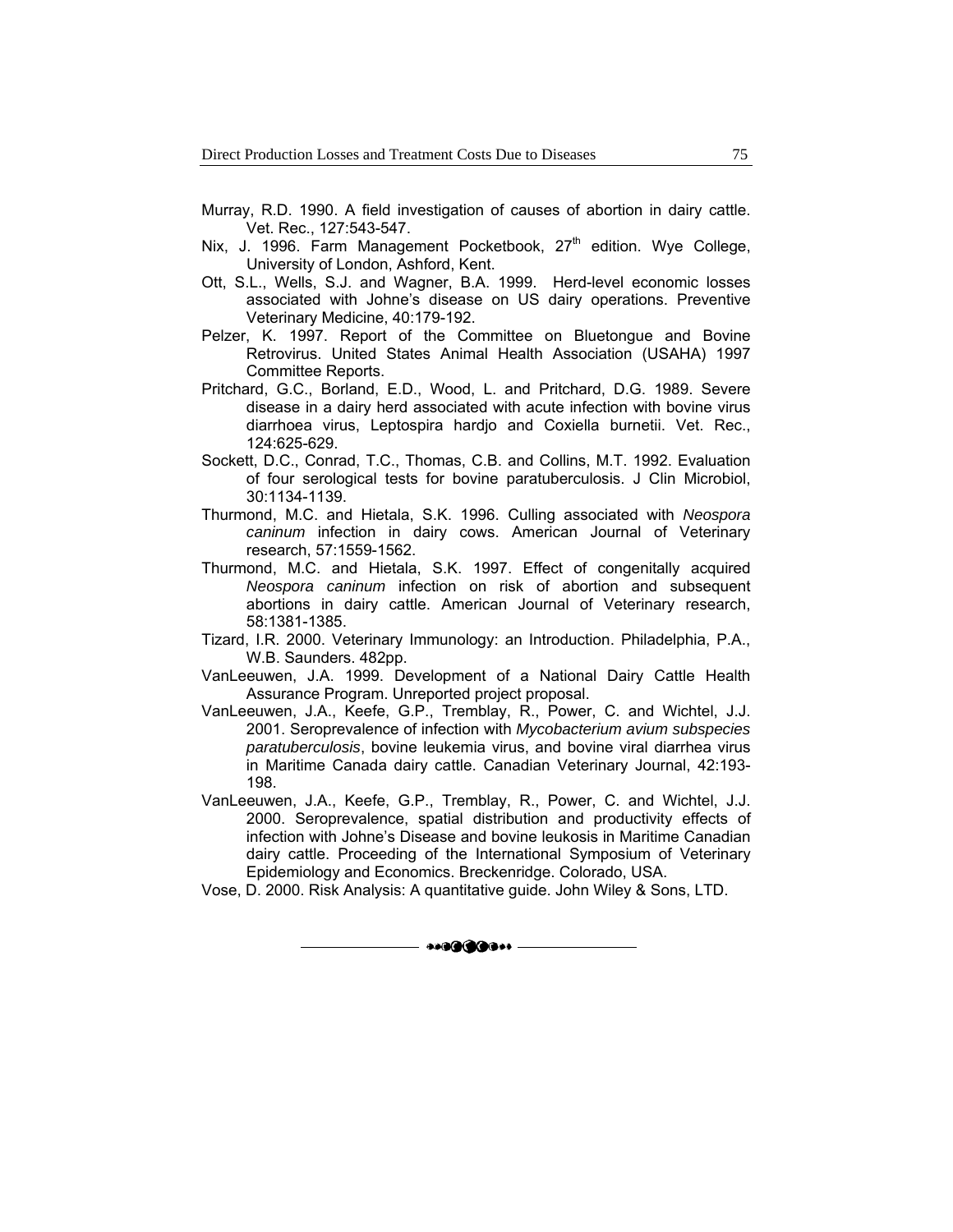Murray, R.D. 1990. A field investigation of causes of abortion in dairy cattle. Vet. Rec., 127:543-547.

Nix, J. 1996. Farm Management Pocketbook, 27th edition. Wye College, University of London, Ashford, Kent.

Ott, S.L., Wells, S.J. and Wagner, B.A. 1999. Herd-level economic losses associated with Johne's disease on US dairy operations. Preventive Veterinary Medicine, 40:179-192.

Pelzer, K. 1997. Report of the Committee on Bluetongue and Bovine Retrovirus. United States Animal Health Association (USAHA) 1997 Committee Reports.

Pritchard, G.C., Borland, E.D., Wood, L. and Pritchard, D.G. 1989. Severe disease in a dairy herd associated with acute infection with bovine virus diarrhoea virus, Leptospira hardjo and Coxiella burnetii. Vet. Rec., 124:625-629.

Sockett, D.C., Conrad, T.C., Thomas, C.B. and Collins, M.T. 1992. Evaluation of four serological tests for bovine paratuberculosis. J Clin Microbiol, 30:1134-1139.

Thurmond, M.C. and Hietala, S.K. 1996. Culling associated with *Neospora caninum* infection in dairy cows. American Journal of Veterinary research, 57:1559-1562.

Thurmond, M.C. and Hietala, S.K. 1997. Effect of congenitally acquired *Neospora caninum* infection on risk of abortion and subsequent abortions in dairy cattle. American Journal of Veterinary research, 58:1381-1385.

Tizard, I.R. 2000. Veterinary Immunology: an Introduction. Philadelphia, P.A., W.B. Saunders. 482pp.

VanLeeuwen, J.A. 1999. Development of a National Dairy Cattle Health Assurance Program. Unreported project proposal.

VanLeeuwen, J.A., Keefe, G.P., Tremblay, R., Power, C. and Wichtel, J.J. 2001. Seroprevalence of infection with *Mycobacterium avium subspecies paratuberculosis*, bovine leukemia virus, and bovine viral diarrhea virus in Maritime Canada dairy cattle. Canadian Veterinary Journal, 42:193-198.

VanLeeuwen, J.A., Keefe, G.P., Tremblay, R., Power, C. and Wichtel, J.J. 2000. Seroprevalence, spatial distribution and productivity effects of infection with Johne's Disease and bovine leukosis in Maritime Canadian dairy cattle. Proceeding of the International Symposium of Veterinary Epidemiology and Economics. Breckenridge. Colorado, USA.

Vose, D. 2000. Risk Analysis: A quantitative guide. John Wiley & Sons, LTD.